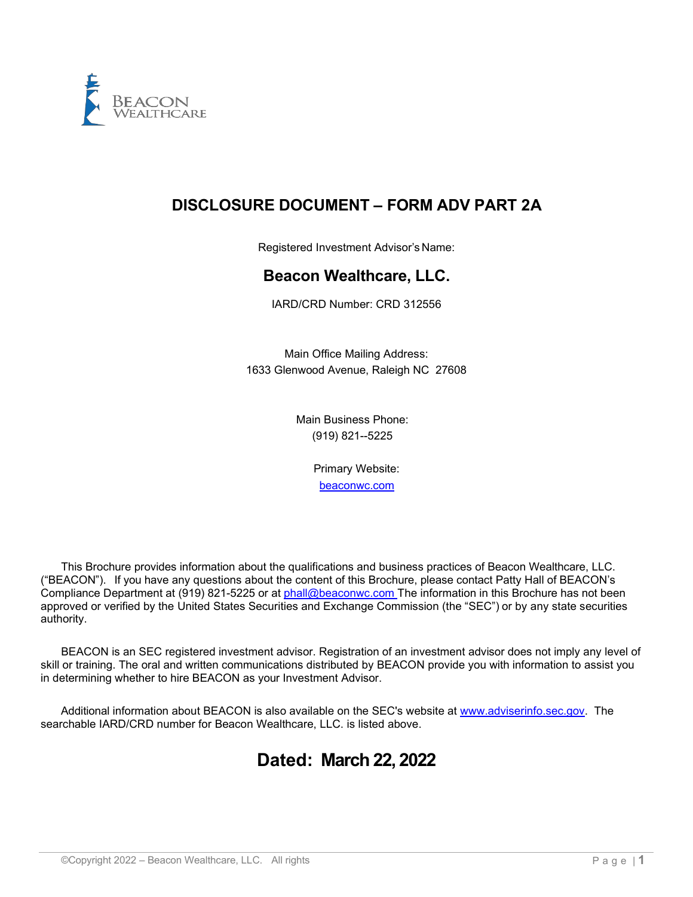BEACON
WEALTHCARE

# DISCLOSURE DOCUMENT – FORM ADV PART 2A

Registered Investment Advisor's Name:

## Beacon Wealthcare, LLC.

IARD/CRD Number: CRD 312556

Main Office Mailing Address:
1633 Glenwood Avenue, Raleigh NC 27608

Main Business Phone:
(919) 821--5225

Primary Website:
beaconwc.com

This Brochure provides information about the qualifications and business practices of Beacon Wealthcare, LLC. ("BEACON"). If you have any questions about the content of this Brochure, please contact Patty Hall of BEACON's Compliance Department at (919) 821-5225 or at phall@beaconwc.com The information in this Brochure has not been approved or verified by the United States Securities and Exchange Commission (the "SEC") or by any state securities authority.

BEACON is an SEC registered investment advisor. Registration of an investment advisor does not imply any level of skill or training. The oral and written communications distributed by BEACON provide you with information to assist you in determining whether to hire BEACON as your Investment Advisor.

Additional information about BEACON is also available on the SEC's website at www.adviserinfo.sec.gov. The searchable IARD/CRD number for Beacon Wealthcare, LLC. is listed above.

## Dated: March 22, 2022

©Copyright 2022 – Beacon Wealthcare, LLC. All rights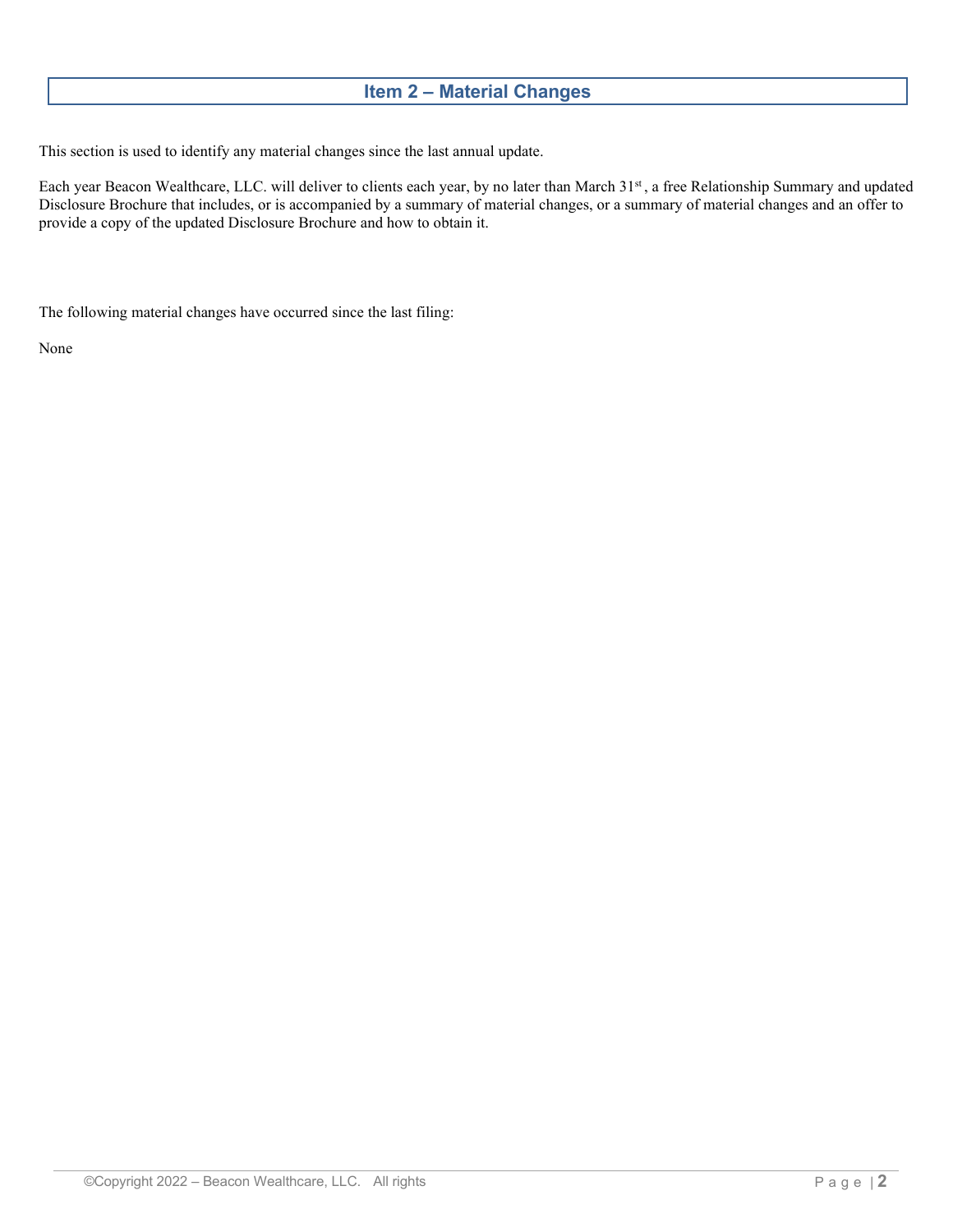# Item 2 – Material Changes

This section is used to identify any material changes since the last annual update.

Each year Beacon Wealthcare, LLC. will deliver to clients each year, by no later than March 31st , a free Relationship Summary and updated Disclosure Brochure that includes, or is accompanied by a summary of material changes, or a summary of material changes and an offer to provide a copy of the updated Disclosure Brochure and how to obtain it.

The following material changes have occurred since the last filing:

None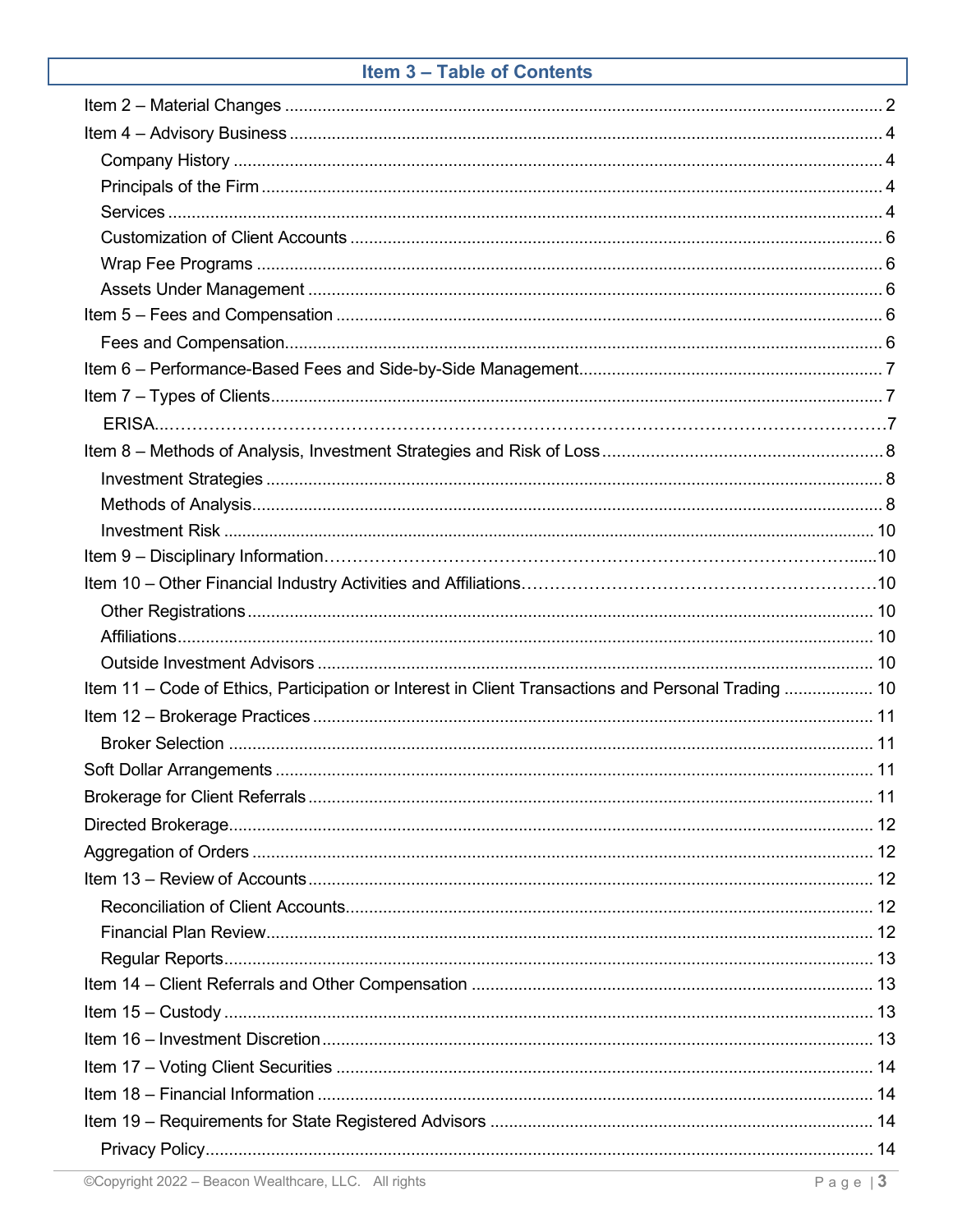## Item 3 – Table of Contents

Item 2 – Material Changes ........ 2

Item 4 – Advisory Business ........ 4

- Company History ........ 4
- Principals of the Firm ........ 4
- Services ........ 4
- Customization of Client Accounts ........ 6
- Wrap Fee Programs ........ 6
- Assets Under Management ........ 6

Item 5 – Fees and Compensation ........ 6

- Fees and Compensation ........ 6

Item 6 – Performance-Based Fees and Side-by-Side Management ........ 7

Item 7 – Types of Clients ........ 7

- ERISA ........ 7

Item 8 – Methods of Analysis, Investment Strategies and Risk of Loss ........ 8

- Investment Strategies ........ 8
- Methods of Analysis ........ 8
- Investment Risk ........ 10

Item 9 – Disciplinary Information ........ 10

Item 10 – Other Financial Industry Activities and Affiliations ........ 10

- Other Registrations ........ 10
- Affiliations ........ 10
- Outside Investment Advisors ........ 10

Item 11 – Code of Ethics, Participation or Interest in Client Transactions and Personal Trading ........ 10

Item 12 – Brokerage Practices ........ 11

- Broker Selection ........ 11

Soft Dollar Arrangements ........ 11

Brokerage for Client Referrals ........ 11

Directed Brokerage ........ 12

Aggregation of Orders ........ 12

Item 13 – Review of Accounts ........ 12

- Reconciliation of Client Accounts ........ 12
- Financial Plan Review ........ 12
- Regular Reports ........ 13

Item 14 – Client Referrals and Other Compensation ........ 13

Item 15 – Custody ........ 13

Item 16 – Investment Discretion ........ 13

Item 17 – Voting Client Securities ........ 14

Item 18 – Financial Information ........ 14

Item 19 – Requirements for State Registered Advisors ........ 14

- Privacy Policy ........ 14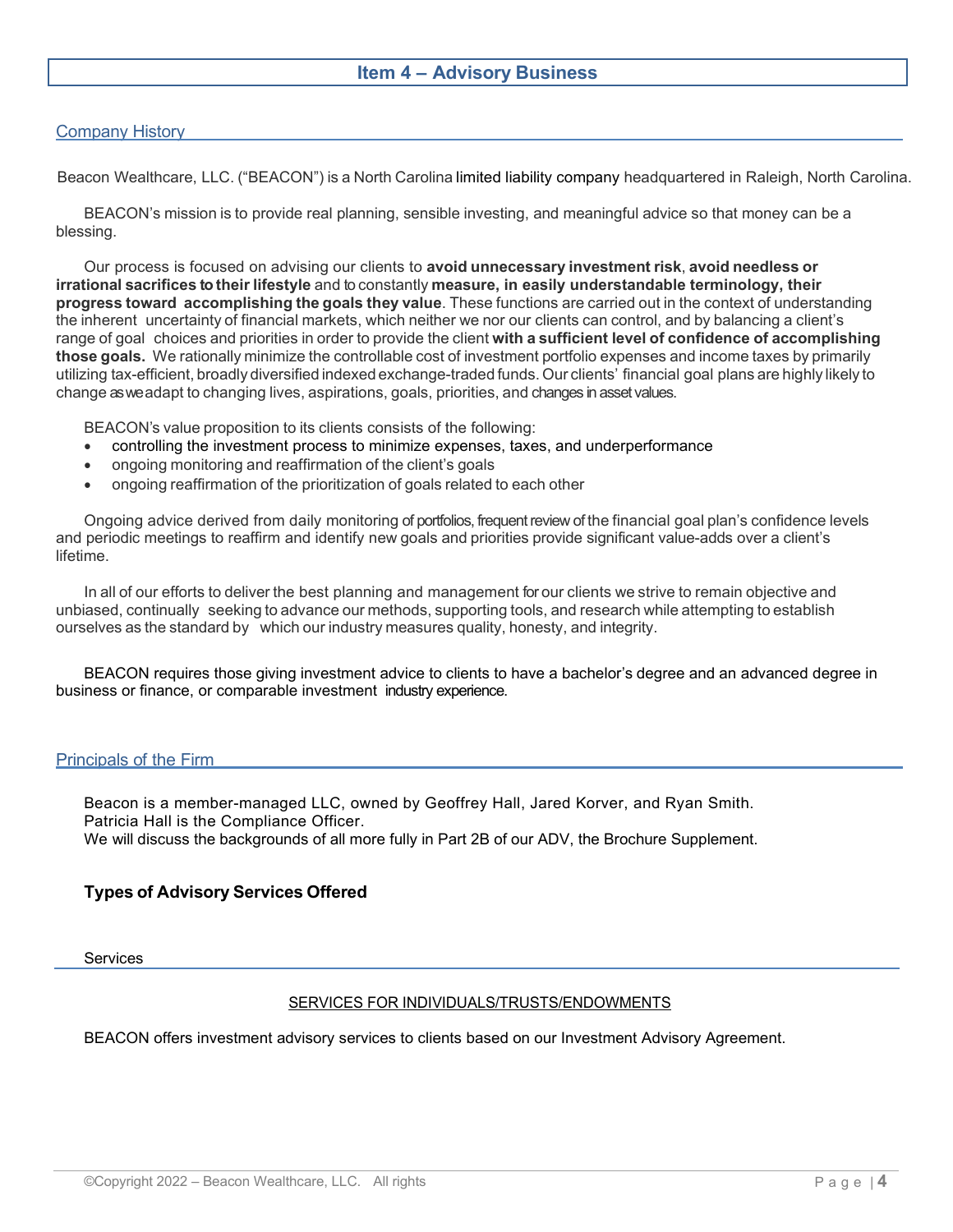# Item 4 – Advisory Business

## Company History

Beacon Wealthcare, LLC. ("BEACON") is a North Carolina limited liability company headquartered in Raleigh, North Carolina.

BEACON's mission is to provide real planning, sensible investing, and meaningful advice so that money can be a blessing.

Our process is focused on advising our clients to **avoid unnecessary investment risk**, **avoid needless or irrational sacrifices to their lifestyle** and to constantly **measure, in easily understandable terminology, their progress toward accomplishing the goals they value**. These functions are carried out in the context of understanding the inherent uncertainty of financial markets, which neither we nor our clients can control, and by balancing a client's range of goal choices and priorities in order to provide the client **with a sufficient level of confidence of accomplishing those goals.** We rationally minimize the controllable cost of investment portfolio expenses and income taxes by primarily utilizing tax-efficient, broadly diversified indexed exchange-traded funds. Our clients' financial goal plans are highly likely to change as we adapt to changing lives, aspirations, goals, priorities, and changes in asset values.

BEACON's value proposition to its clients consists of the following:

- controlling the investment process to minimize expenses, taxes, and underperformance
- ongoing monitoring and reaffirmation of the client's goals
- ongoing reaffirmation of the prioritization of goals related to each other

Ongoing advice derived from daily monitoring of portfolios, frequent review of the financial goal plan's confidence levels and periodic meetings to reaffirm and identify new goals and priorities provide significant value-adds over a client's lifetime.

In all of our efforts to deliver the best planning and management for our clients we strive to remain objective and unbiased, continually seeking to advance our methods, supporting tools, and research while attempting to establish ourselves as the standard by which our industry measures quality, honesty, and integrity.

BEACON requires those giving investment advice to clients to have a bachelor's degree and an advanced degree in business or finance, or comparable investment industry experience.

## Principals of the Firm

Beacon is a member-managed LLC, owned by Geoffrey Hall, Jared Korver, and Ryan Smith.
Patricia Hall is the Compliance Officer.
We will discuss the backgrounds of all more fully in Part 2B of our ADV, the Brochure Supplement.

### Types of Advisory Services Offered

#### Services

SERVICES FOR INDIVIDUALS/TRUSTS/ENDOWMENTS

BEACON offers investment advisory services to clients based on our Investment Advisory Agreement.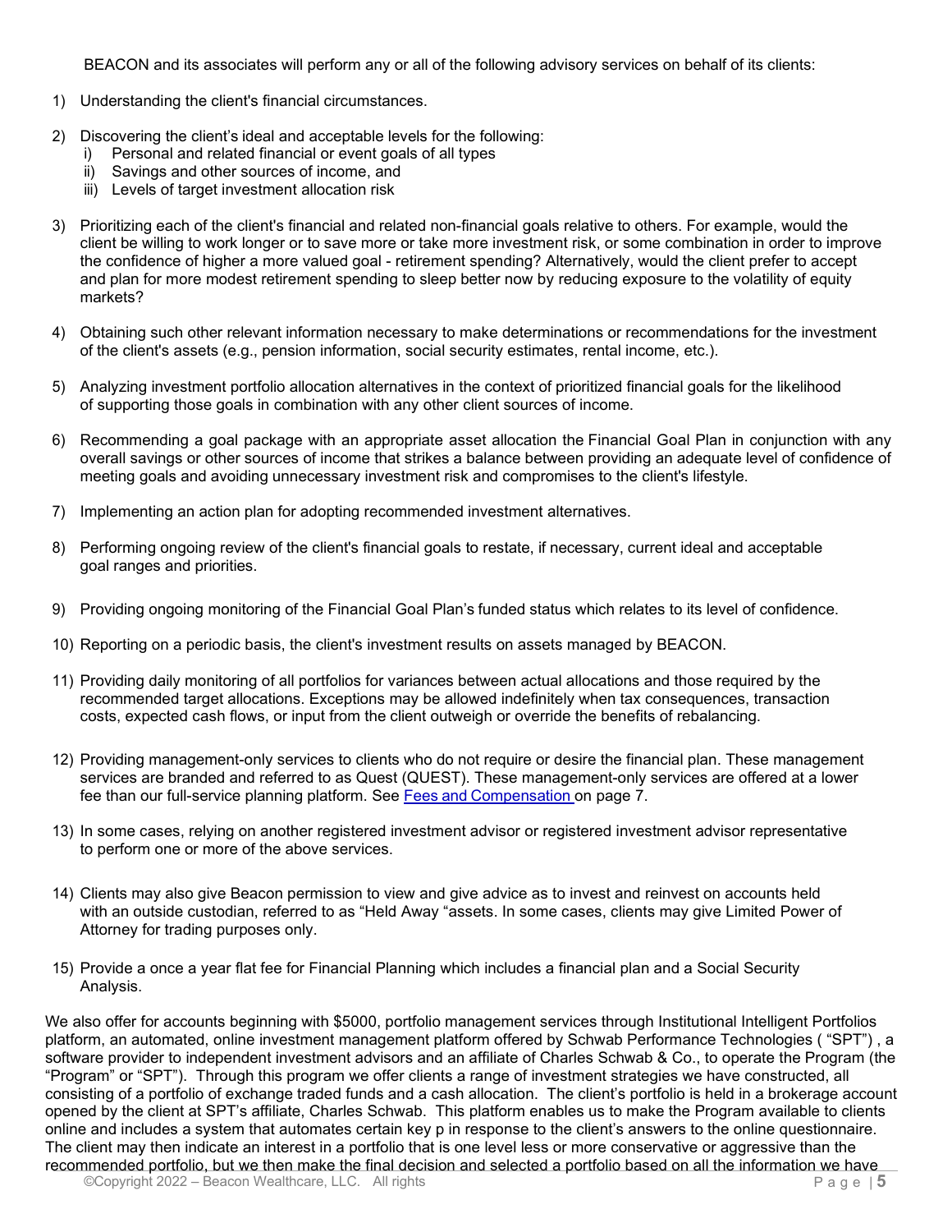BEACON and its associates will perform any or all of the following advisory services on behalf of its clients:

1) Understanding the client's financial circumstances.

2) Discovering the client's ideal and acceptable levels for the following:
   i) Personal and related financial or event goals of all types
   ii) Savings and other sources of income, and
   iii) Levels of target investment allocation risk

3) Prioritizing each of the client's financial and related non-financial goals relative to others. For example, would the client be willing to work longer or to save more or take more investment risk, or some combination in order to improve the confidence of higher a more valued goal - retirement spending? Alternatively, would the client prefer to accept and plan for more modest retirement spending to sleep better now by reducing exposure to the volatility of equity markets?

4) Obtaining such other relevant information necessary to make determinations or recommendations for the investment of the client's assets (e.g., pension information, social security estimates, rental income, etc.).

5) Analyzing investment portfolio allocation alternatives in the context of prioritized financial goals for the likelihood of supporting those goals in combination with any other client sources of income.

6) Recommending a goal package with an appropriate asset allocation the Financial Goal Plan in conjunction with any overall savings or other sources of income that strikes a balance between providing an adequate level of confidence of meeting goals and avoiding unnecessary investment risk and compromises to the client's lifestyle.

7) Implementing an action plan for adopting recommended investment alternatives.

8) Performing ongoing review of the client's financial goals to restate, if necessary, current ideal and acceptable goal ranges and priorities.

9) Providing ongoing monitoring of the Financial Goal Plan's funded status which relates to its level of confidence.

10) Reporting on a periodic basis, the client's investment results on assets managed by BEACON.

11) Providing daily monitoring of all portfolios for variances between actual allocations and those required by the recommended target allocations. Exceptions may be allowed indefinitely when tax consequences, transaction costs, expected cash flows, or input from the client outweigh or override the benefits of rebalancing.

12) Providing management-only services to clients who do not require or desire the financial plan. These management services are branded and referred to as Quest (QUEST). These management-only services are offered at a lower fee than our full-service planning platform. See [Fees and Compensation](#) on page 7.

13) In some cases, relying on another registered investment advisor or registered investment advisor representative to perform one or more of the above services.

14) Clients may also give Beacon permission to view and give advice as to invest and reinvest on accounts held with an outside custodian, referred to as "Held Away "assets. In some cases, clients may give Limited Power of Attorney for trading purposes only.

15) Provide a once a year flat fee for Financial Planning which includes a financial plan and a Social Security Analysis.

We also offer for accounts beginning with $5000, portfolio management services through Institutional Intelligent Portfolios platform, an automated, online investment management platform offered by Schwab Performance Technologies ( "SPT") , a software provider to independent investment advisors and an affiliate of Charles Schwab & Co., to operate the Program (the "Program" or "SPT"). Through this program we offer clients a range of investment strategies we have constructed, all consisting of a portfolio of exchange traded funds and a cash allocation. The client's portfolio is held in a brokerage account opened by the client at SPT's affiliate, Charles Schwab. This platform enables us to make the Program available to clients online and includes a system that automates certain key p in response to the client's answers to the online questionnaire. The client may then indicate an interest in a portfolio that is one level less or more conservative or aggressive than the recommended portfolio, but we then make the final decision and selected a portfolio based on all the information we have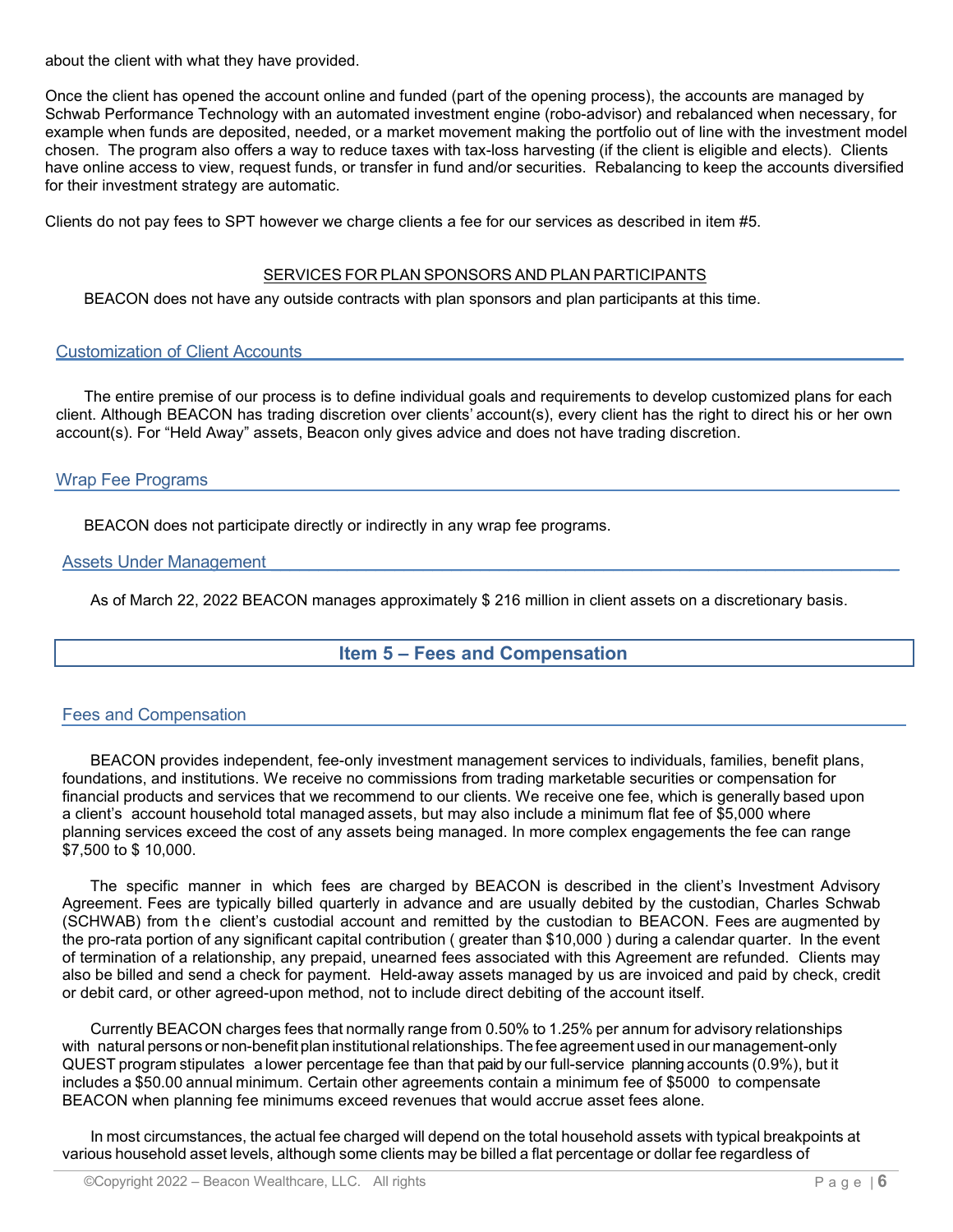about the client with what they have provided.

Once the client has opened the account online and funded (part of the opening process), the accounts are managed by Schwab Performance Technology with an automated investment engine (robo-advisor) and rebalanced when necessary, for example when funds are deposited, needed, or a market movement making the portfolio out of line with the investment model chosen. The program also offers a way to reduce taxes with tax-loss harvesting (if the client is eligible and elects). Clients have online access to view, request funds, or transfer in fund and/or securities. Rebalancing to keep the accounts diversified for their investment strategy are automatic.

Clients do not pay fees to SPT however we charge clients a fee for our services as described in item #5.

SERVICES FOR PLAN SPONSORS AND PLAN PARTICIPANTS

BEACON does not have any outside contracts with plan sponsors and plan participants at this time.

### Customization of Client Accounts

The entire premise of our process is to define individual goals and requirements to develop customized plans for each client. Although BEACON has trading discretion over clients' account(s), every client has the right to direct his or her own account(s). For "Held Away" assets, Beacon only gives advice and does not have trading discretion.

### Wrap Fee Programs

BEACON does not participate directly or indirectly in any wrap fee programs.

### Assets Under Management

As of March 22, 2022 BEACON manages approximately $ 216 million in client assets on a discretionary basis.

## Item 5 – Fees and Compensation

### Fees and Compensation

BEACON provides independent, fee-only investment management services to individuals, families, benefit plans, foundations, and institutions. We receive no commissions from trading marketable securities or compensation for financial products and services that we recommend to our clients. We receive one fee, which is generally based upon a client's account household total managed assets, but may also include a minimum flat fee of $5,000 where planning services exceed the cost of any assets being managed. In more complex engagements the fee can range $7,500 to $ 10,000.

The specific manner in which fees are charged by BEACON is described in the client's Investment Advisory Agreement. Fees are typically billed quarterly in advance and are usually debited by the custodian, Charles Schwab (SCHWAB) from the client's custodial account and remitted by the custodian to BEACON. Fees are augmented by the pro-rata portion of any significant capital contribution ( greater than $10,000 ) during a calendar quarter. In the event of termination of a relationship, any prepaid, unearned fees associated with this Agreement are refunded. Clients may also be billed and send a check for payment. Held-away assets managed by us are invoiced and paid by check, credit or debit card, or other agreed-upon method, not to include direct debiting of the account itself.

Currently BEACON charges fees that normally range from 0.50% to 1.25% per annum for advisory relationships with natural persons or non-benefit plan institutional relationships. The fee agreement used in our management-only QUEST program stipulates a lower percentage fee than that paid by our full-service planning accounts (0.9%), but it includes a $50.00 annual minimum. Certain other agreements contain a minimum fee of $5000 to compensate BEACON when planning fee minimums exceed revenues that would accrue asset fees alone.

In most circumstances, the actual fee charged will depend on the total household assets with typical breakpoints at various household asset levels, although some clients may be billed a flat percentage or dollar fee regardless of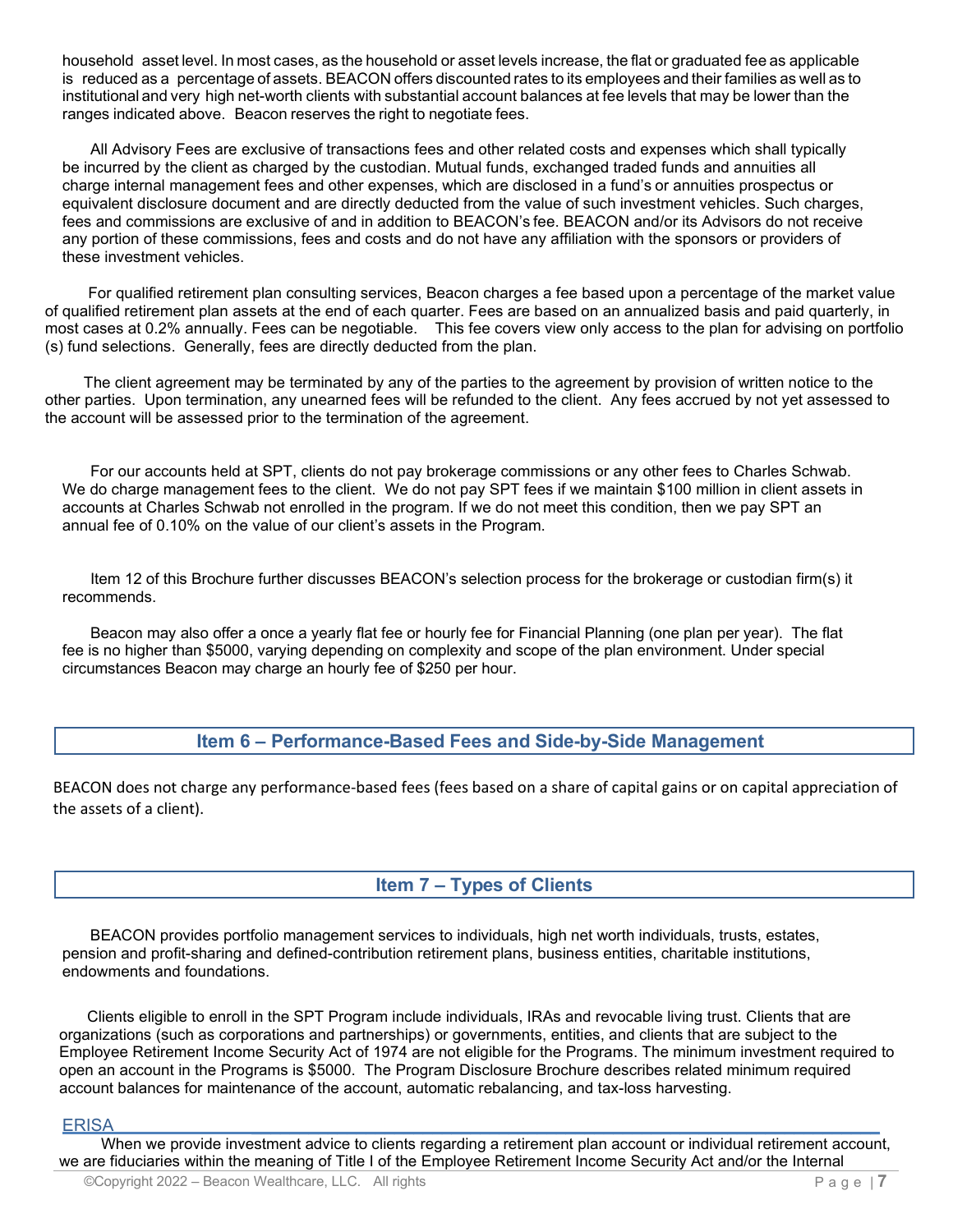household asset level. In most cases, as the household or asset levels increase, the flat or graduated fee as applicable is reduced as a percentage of assets. BEACON offers discounted rates to its employees and their families as well as to institutional and very high net-worth clients with substantial account balances at fee levels that may be lower than the ranges indicated above. Beacon reserves the right to negotiate fees.

All Advisory Fees are exclusive of transactions fees and other related costs and expenses which shall typically be incurred by the client as charged by the custodian. Mutual funds, exchanged traded funds and annuities all charge internal management fees and other expenses, which are disclosed in a fund's or annuities prospectus or equivalent disclosure document and are directly deducted from the value of such investment vehicles. Such charges, fees and commissions are exclusive of and in addition to BEACON's fee. BEACON and/or its Advisors do not receive any portion of these commissions, fees and costs and do not have any affiliation with the sponsors or providers of these investment vehicles.

For qualified retirement plan consulting services, Beacon charges a fee based upon a percentage of the market value of qualified retirement plan assets at the end of each quarter. Fees are based on an annualized basis and paid quarterly, in most cases at 0.2% annually. Fees can be negotiable. This fee covers view only access to the plan for advising on portfolio (s) fund selections. Generally, fees are directly deducted from the plan.

The client agreement may be terminated by any of the parties to the agreement by provision of written notice to the other parties. Upon termination, any unearned fees will be refunded to the client. Any fees accrued by not yet assessed to the account will be assessed prior to the termination of the agreement.

For our accounts held at SPT, clients do not pay brokerage commissions or any other fees to Charles Schwab. We do charge management fees to the client. We do not pay SPT fees if we maintain $100 million in client assets in accounts at Charles Schwab not enrolled in the program. If we do not meet this condition, then we pay SPT an annual fee of 0.10% on the value of our client's assets in the Program.

Item 12 of this Brochure further discusses BEACON's selection process for the brokerage or custodian firm(s) it recommends.

Beacon may also offer a once a yearly flat fee or hourly fee for Financial Planning (one plan per year). The flat fee is no higher than $5000, varying depending on complexity and scope of the plan environment. Under special circumstances Beacon may charge an hourly fee of $250 per hour.

## Item 6 – Performance-Based Fees and Side-by-Side Management

BEACON does not charge any performance-based fees (fees based on a share of capital gains or on capital appreciation of the assets of a client).

## Item 7 – Types of Clients

BEACON provides portfolio management services to individuals, high net worth individuals, trusts, estates, pension and profit-sharing and defined-contribution retirement plans, business entities, charitable institutions, endowments and foundations.

Clients eligible to enroll in the SPT Program include individuals, IRAs and revocable living trust. Clients that are organizations (such as corporations and partnerships) or governments, entities, and clients that are subject to the Employee Retirement Income Security Act of 1974 are not eligible for the Programs. The minimum investment required to open an account in the Programs is $5000. The Program Disclosure Brochure describes related minimum required account balances for maintenance of the account, automatic rebalancing, and tax-loss harvesting.

### ERISA

When we provide investment advice to clients regarding a retirement plan account or individual retirement account, we are fiduciaries within the meaning of Title I of the Employee Retirement Income Security Act and/or the Internal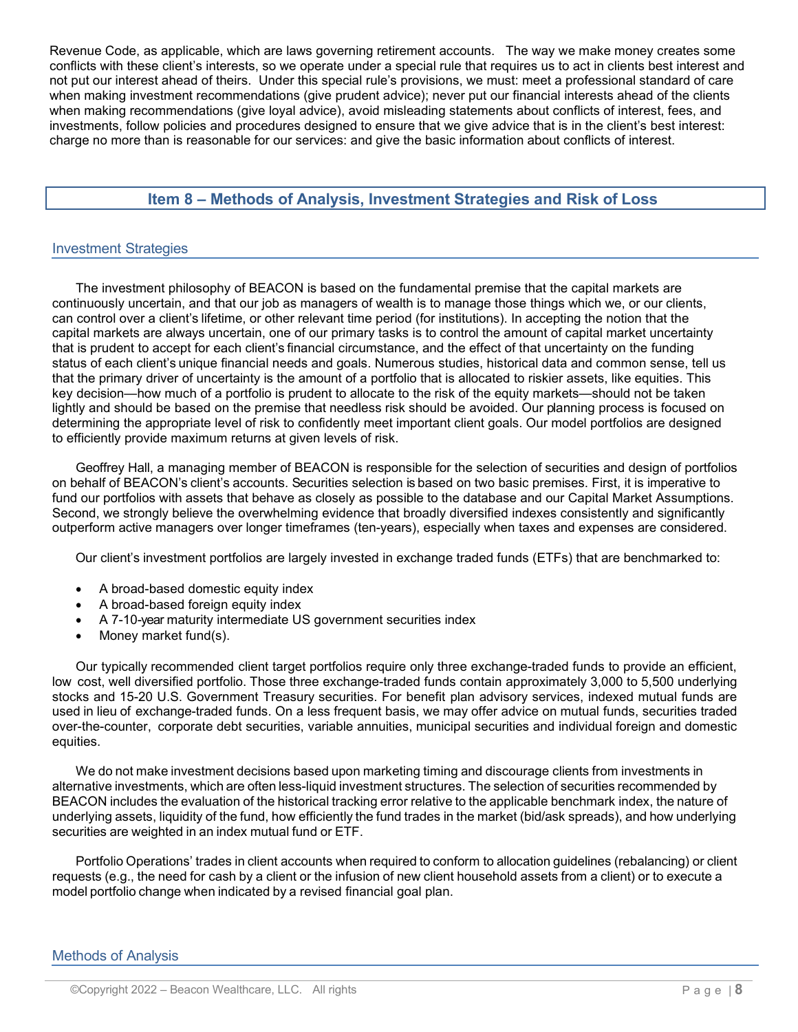Revenue Code, as applicable, which are laws governing retirement accounts. The way we make money creates some conflicts with these client's interests, so we operate under a special rule that requires us to act in clients best interest and not put our interest ahead of theirs. Under this special rule's provisions, we must: meet a professional standard of care when making investment recommendations (give prudent advice); never put our financial interests ahead of the clients when making recommendations (give loyal advice), avoid misleading statements about conflicts of interest, fees, and investments, follow policies and procedures designed to ensure that we give advice that is in the client's best interest: charge no more than is reasonable for our services: and give the basic information about conflicts of interest.

## Item 8 – Methods of Analysis, Investment Strategies and Risk of Loss

### Investment Strategies

The investment philosophy of BEACON is based on the fundamental premise that the capital markets are continuously uncertain, and that our job as managers of wealth is to manage those things which we, or our clients, can control over a client's lifetime, or other relevant time period (for institutions). In accepting the notion that the capital markets are always uncertain, one of our primary tasks is to control the amount of capital market uncertainty that is prudent to accept for each client's financial circumstance, and the effect of that uncertainty on the funding status of each client's unique financial needs and goals. Numerous studies, historical data and common sense, tell us that the primary driver of uncertainty is the amount of a portfolio that is allocated to riskier assets, like equities. This key decision—how much of a portfolio is prudent to allocate to the risk of the equity markets—should not be taken lightly and should be based on the premise that needless risk should be avoided. Our planning process is focused on determining the appropriate level of risk to confidently meet important client goals. Our model portfolios are designed to efficiently provide maximum returns at given levels of risk.

Geoffrey Hall, a managing member of BEACON is responsible for the selection of securities and design of portfolios on behalf of BEACON's client's accounts. Securities selection is based on two basic premises. First, it is imperative to fund our portfolios with assets that behave as closely as possible to the database and our Capital Market Assumptions. Second, we strongly believe the overwhelming evidence that broadly diversified indexes consistently and significantly outperform active managers over longer timeframes (ten-years), especially when taxes and expenses are considered.

Our client's investment portfolios are largely invested in exchange traded funds (ETFs) that are benchmarked to:

- A broad-based domestic equity index
- A broad-based foreign equity index
- A 7-10-year maturity intermediate US government securities index
- Money market fund(s).

Our typically recommended client target portfolios require only three exchange-traded funds to provide an efficient, low cost, well diversified portfolio. Those three exchange-traded funds contain approximately 3,000 to 5,500 underlying stocks and 15-20 U.S. Government Treasury securities. For benefit plan advisory services, indexed mutual funds are used in lieu of exchange-traded funds. On a less frequent basis, we may offer advice on mutual funds, securities traded over-the-counter, corporate debt securities, variable annuities, municipal securities and individual foreign and domestic equities.

We do not make investment decisions based upon marketing timing and discourage clients from investments in alternative investments, which are often less-liquid investment structures. The selection of securities recommended by BEACON includes the evaluation of the historical tracking error relative to the applicable benchmark index, the nature of underlying assets, liquidity of the fund, how efficiently the fund trades in the market (bid/ask spreads), and how underlying securities are weighted in an index mutual fund or ETF.

Portfolio Operations' trades in client accounts when required to conform to allocation guidelines (rebalancing) or client requests (e.g., the need for cash by a client or the infusion of new client household assets from a client) or to execute a model portfolio change when indicated by a revised financial goal plan.

### Methods of Analysis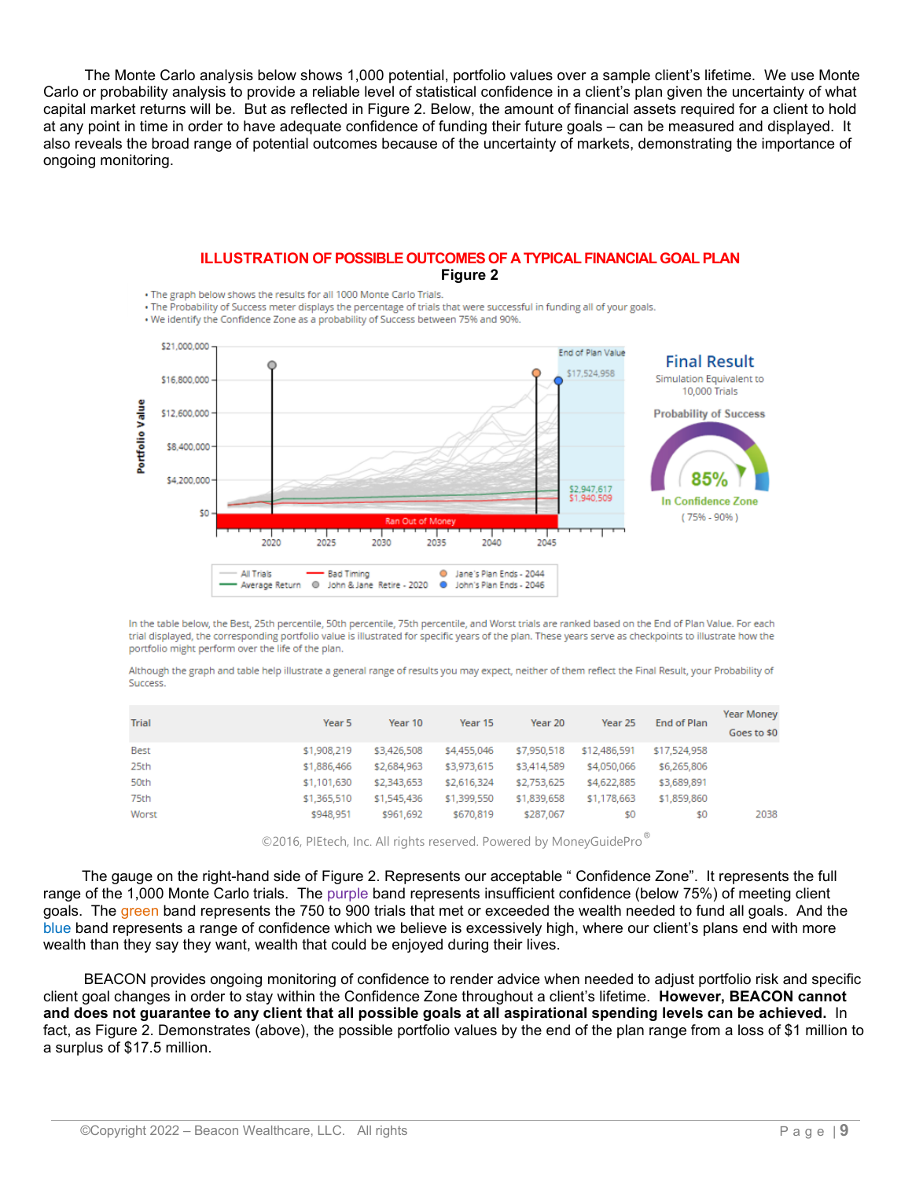The Monte Carlo analysis below shows 1,000 potential, portfolio values over a sample client's lifetime. We use Monte Carlo or probability analysis to provide a reliable level of statistical confidence in a client's plan given the uncertainty of what capital market returns will be. But as reflected in Figure 2. Below, the amount of financial assets required for a client to hold at any point in time in order to have adequate confidence of funding their future goals – can be measured and displayed. It also reveals the broad range of potential outcomes because of the uncertainty of markets, demonstrating the importance of ongoing monitoring.

## ILLUSTRATION OF POSSIBLE OUTCOMES OF A TYPICAL FINANCIAL GOAL PLAN

**Figure 2**

- The graph below shows the results for all 1000 Monte Carlo Trials.
- The Probability of Success meter displays the percentage of trials that were successful in funding all of your goals.
- We identify the Confidence Zone as a probability of Success between 75% and 90%.

**Final Result**

Simulation Equivalent to 10,000 Trials

Probability of Success

85%

In Confidence Zone

( 75% - 90% )

In the table below, the Best, 25th percentile, 50th percentile, 75th percentile, and Worst trials are ranked based on the End of Plan Value. For each trial displayed, the corresponding portfolio value is illustrated for specific years of the plan. These years serve as checkpoints to illustrate how the portfolio might perform over the life of the plan.

Although the graph and table help illustrate a general range of results you may expect, neither of them reflect the Final Result, your Probability of Success.

| Trial | Year 5 | Year 10 | Year 15 | Year 20 | Year 25 | End of Plan | Year Money Goes to $0 |
|---|---|---|---|---|---|---|---|
| Best | $1,908,219 | $3,426,508 | $4,455,046 | $7,950,518 | $12,486,591 | $17,524,958 | |
| 25th | $1,886,466 | $2,684,963 | $3,973,615 | $3,414,589 | $4,050,066 | $6,265,806 | |
| 50th | $1,101,630 | $2,343,653 | $2,616,324 | $2,753,625 | $4,622,885 | $3,689,891 | |
| 75th | $1,365,510 | $1,545,436 | $1,399,550 | $1,839,658 | $1,178,663 | $1,859,860 | |
| Worst | $948,951 | $961,692 | $670,819 | $287,067 | $0 | $0 | 2038 |

©2016, PIEtech, Inc. All rights reserved. Powered by MoneyGuidePro®

The gauge on the right-hand side of Figure 2. Represents our acceptable " Confidence Zone". It represents the full range of the 1,000 Monte Carlo trials. The purple band represents insufficient confidence (below 75%) of meeting client goals. The green band represents the 750 to 900 trials that met or exceeded the wealth needed to fund all goals. And the blue band represents a range of confidence which we believe is excessively high, where our client's plans end with more wealth than they say they want, wealth that could be enjoyed during their lives.

BEACON provides ongoing monitoring of confidence to render advice when needed to adjust portfolio risk and specific client goal changes in order to stay within the Confidence Zone throughout a client's lifetime. **However, BEACON cannot and does not guarantee to any client that all possible goals at all aspirational spending levels can be achieved.** In fact, as Figure 2. Demonstrates (above), the possible portfolio values by the end of the plan range from a loss of $1 million to a surplus of $17.5 million.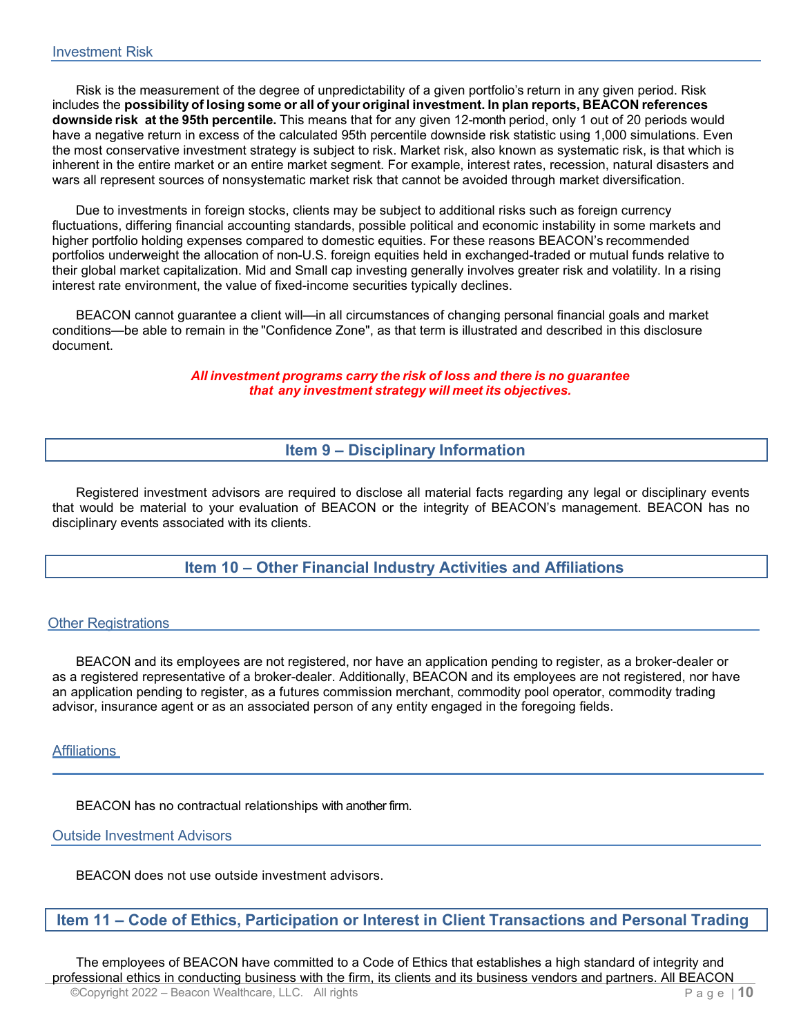### Investment Risk

Risk is the measurement of the degree of unpredictability of a given portfolio's return in any given period. Risk includes the **possibility of losing some or all of your original investment. In plan reports, BEACON references downside risk at the 95th percentile.** This means that for any given 12-month period, only 1 out of 20 periods would have a negative return in excess of the calculated 95th percentile downside risk statistic using 1,000 simulations. Even the most conservative investment strategy is subject to risk. Market risk, also known as systematic risk, is that which is inherent in the entire market or an entire market segment. For example, interest rates, recession, natural disasters and wars all represent sources of nonsystematic market risk that cannot be avoided through market diversification.

Due to investments in foreign stocks, clients may be subject to additional risks such as foreign currency fluctuations, differing financial accounting standards, possible political and economic instability in some markets and higher portfolio holding expenses compared to domestic equities. For these reasons BEACON's recommended portfolios underweight the allocation of non-U.S. foreign equities held in exchanged-traded or mutual funds relative to their global market capitalization. Mid and Small cap investing generally involves greater risk and volatility. In a rising interest rate environment, the value of fixed-income securities typically declines.

BEACON cannot guarantee a client will—in all circumstances of changing personal financial goals and market conditions—be able to remain in the "Confidence Zone", as that term is illustrated and described in this disclosure document.

***All investment programs carry the risk of loss and there is no guarantee that any investment strategy will meet its objectives.***

## Item 9 – Disciplinary Information

Registered investment advisors are required to disclose all material facts regarding any legal or disciplinary events that would be material to your evaluation of BEACON or the integrity of BEACON's management. BEACON has no disciplinary events associated with its clients.

## Item 10 – Other Financial Industry Activities and Affiliations

### Other Registrations

BEACON and its employees are not registered, nor have an application pending to register, as a broker-dealer or as a registered representative of a broker-dealer. Additionally, BEACON and its employees are not registered, nor have an application pending to register, as a futures commission merchant, commodity pool operator, commodity trading advisor, insurance agent or as an associated person of any entity engaged in the foregoing fields.

### Affiliations

BEACON has no contractual relationships with another firm.

### Outside Investment Advisors

BEACON does not use outside investment advisors.

## Item 11 – Code of Ethics, Participation or Interest in Client Transactions and Personal Trading

The employees of BEACON have committed to a Code of Ethics that establishes a high standard of integrity and professional ethics in conducting business with the firm, its clients and its business vendors and partners. All BEACON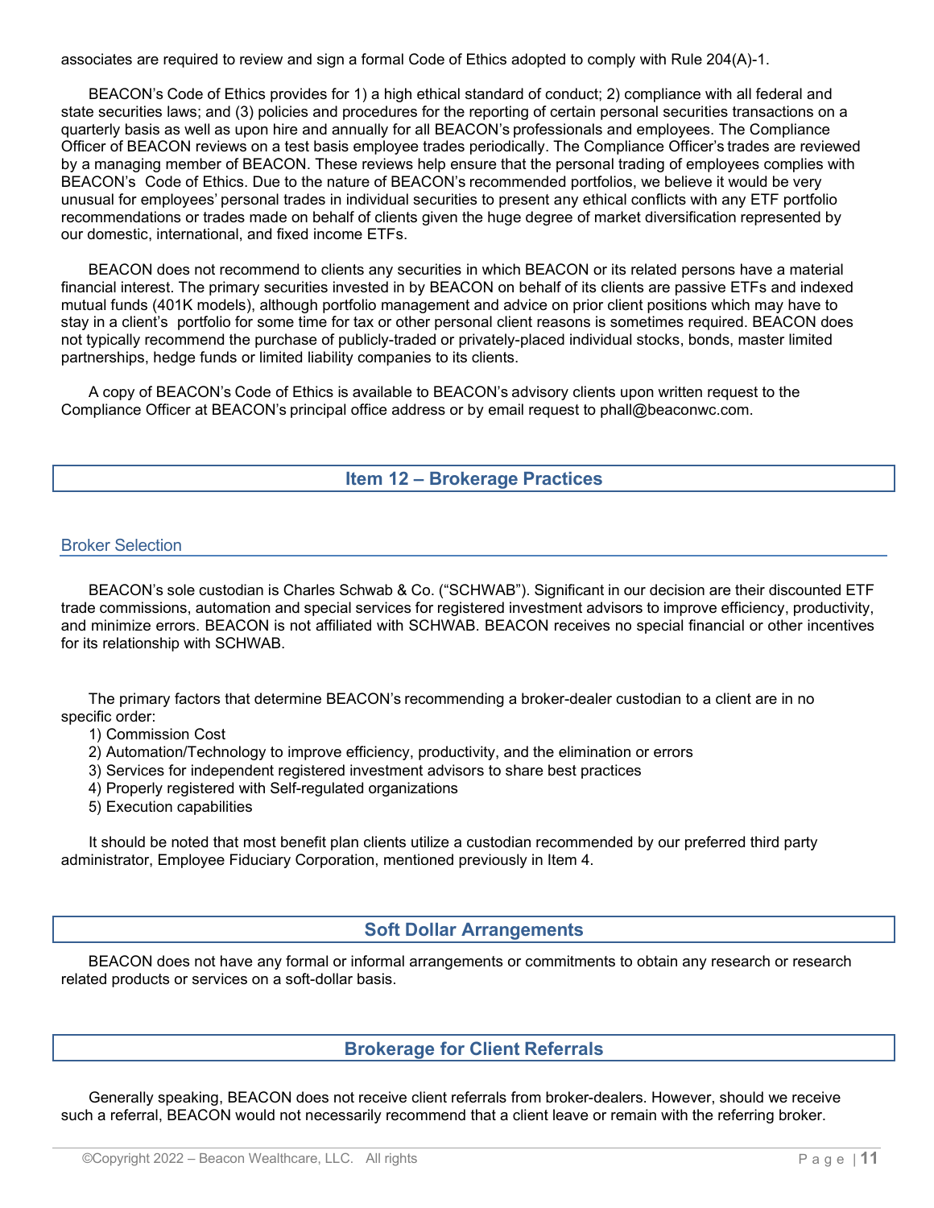associates are required to review and sign a formal Code of Ethics adopted to comply with Rule 204(A)-1.

BEACON's Code of Ethics provides for 1) a high ethical standard of conduct; 2) compliance with all federal and state securities laws; and (3) policies and procedures for the reporting of certain personal securities transactions on a quarterly basis as well as upon hire and annually for all BEACON's professionals and employees. The Compliance Officer of BEACON reviews on a test basis employee trades periodically. The Compliance Officer's trades are reviewed by a managing member of BEACON. These reviews help ensure that the personal trading of employees complies with BEACON's Code of Ethics. Due to the nature of BEACON's recommended portfolios, we believe it would be very unusual for employees' personal trades in individual securities to present any ethical conflicts with any ETF portfolio recommendations or trades made on behalf of clients given the huge degree of market diversification represented by our domestic, international, and fixed income ETFs.

BEACON does not recommend to clients any securities in which BEACON or its related persons have a material financial interest. The primary securities invested in by BEACON on behalf of its clients are passive ETFs and indexed mutual funds (401K models), although portfolio management and advice on prior client positions which may have to stay in a client's portfolio for some time for tax or other personal client reasons is sometimes required. BEACON does not typically recommend the purchase of publicly-traded or privately-placed individual stocks, bonds, master limited partnerships, hedge funds or limited liability companies to its clients.

A copy of BEACON's Code of Ethics is available to BEACON's advisory clients upon written request to the Compliance Officer at BEACON's principal office address or by email request to phall@beaconwc.com.

## Item 12 – Brokerage Practices

### Broker Selection

BEACON's sole custodian is Charles Schwab & Co. ("SCHWAB"). Significant in our decision are their discounted ETF trade commissions, automation and special services for registered investment advisors to improve efficiency, productivity, and minimize errors. BEACON is not affiliated with SCHWAB. BEACON receives no special financial or other incentives for its relationship with SCHWAB.

The primary factors that determine BEACON's recommending a broker-dealer custodian to a client are in no specific order:

1) Commission Cost
2) Automation/Technology to improve efficiency, productivity, and the elimination or errors
3) Services for independent registered investment advisors to share best practices
4) Properly registered with Self-regulated organizations
5) Execution capabilities

It should be noted that most benefit plan clients utilize a custodian recommended by our preferred third party administrator, Employee Fiduciary Corporation, mentioned previously in Item 4.

## Soft Dollar Arrangements

BEACON does not have any formal or informal arrangements or commitments to obtain any research or research related products or services on a soft-dollar basis.

## Brokerage for Client Referrals

Generally speaking, BEACON does not receive client referrals from broker-dealers. However, should we receive such a referral, BEACON would not necessarily recommend that a client leave or remain with the referring broker.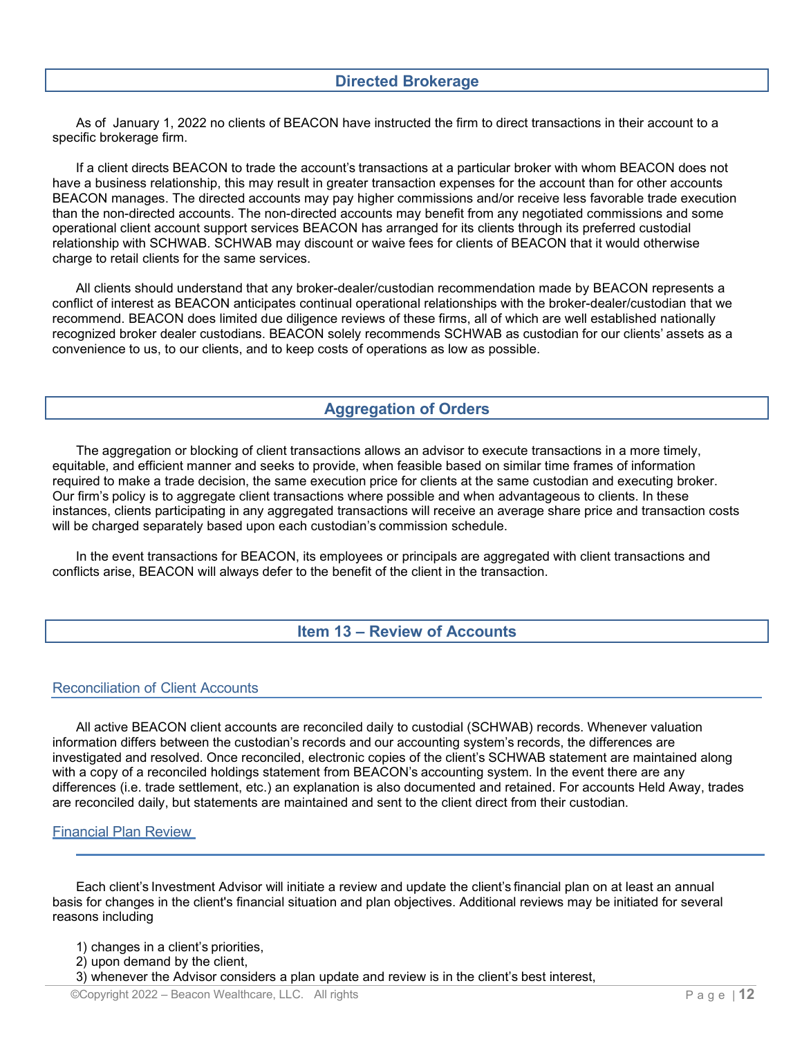## Directed Brokerage

As of January 1, 2022 no clients of BEACON have instructed the firm to direct transactions in their account to a specific brokerage firm.

If a client directs BEACON to trade the account's transactions at a particular broker with whom BEACON does not have a business relationship, this may result in greater transaction expenses for the account than for other accounts BEACON manages. The directed accounts may pay higher commissions and/or receive less favorable trade execution than the non-directed accounts. The non-directed accounts may benefit from any negotiated commissions and some operational client account support services BEACON has arranged for its clients through its preferred custodial relationship with SCHWAB. SCHWAB may discount or waive fees for clients of BEACON that it would otherwise charge to retail clients for the same services.

All clients should understand that any broker-dealer/custodian recommendation made by BEACON represents a conflict of interest as BEACON anticipates continual operational relationships with the broker-dealer/custodian that we recommend. BEACON does limited due diligence reviews of these firms, all of which are well established nationally recognized broker dealer custodians. BEACON solely recommends SCHWAB as custodian for our clients' assets as a convenience to us, to our clients, and to keep costs of operations as low as possible.

## Aggregation of Orders

The aggregation or blocking of client transactions allows an advisor to execute transactions in a more timely, equitable, and efficient manner and seeks to provide, when feasible based on similar time frames of information required to make a trade decision, the same execution price for clients at the same custodian and executing broker. Our firm's policy is to aggregate client transactions where possible and when advantageous to clients. In these instances, clients participating in any aggregated transactions will receive an average share price and transaction costs will be charged separately based upon each custodian's commission schedule.

In the event transactions for BEACON, its employees or principals are aggregated with client transactions and conflicts arise, BEACON will always defer to the benefit of the client in the transaction.

## Item 13 – Review of Accounts

### Reconciliation of Client Accounts

All active BEACON client accounts are reconciled daily to custodial (SCHWAB) records. Whenever valuation information differs between the custodian's records and our accounting system's records, the differences are investigated and resolved. Once reconciled, electronic copies of the client's SCHWAB statement are maintained along with a copy of a reconciled holdings statement from BEACON's accounting system. In the event there are any differences (i.e. trade settlement, etc.) an explanation is also documented and retained. For accounts Held Away, trades are reconciled daily, but statements are maintained and sent to the client direct from their custodian.

### Financial Plan Review

Each client's Investment Advisor will initiate a review and update the client's financial plan on at least an annual basis for changes in the client's financial situation and plan objectives. Additional reviews may be initiated for several reasons including

1) changes in a client's priorities,
2) upon demand by the client,
3) whenever the Advisor considers a plan update and review is in the client's best interest,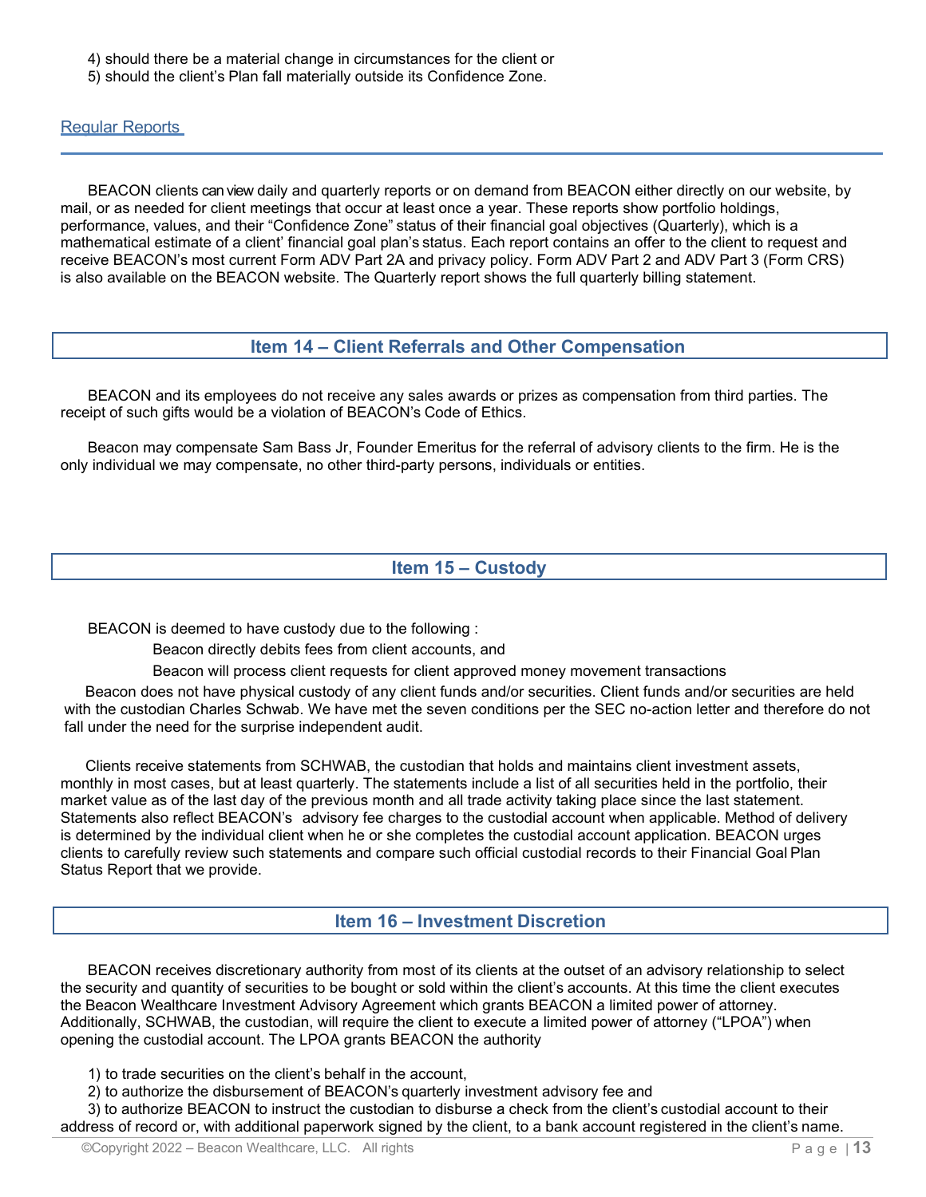4) should there be a material change in circumstances for the client or
5) should the client's Plan fall materially outside its Confidence Zone.

### Regular Reports

BEACON clients can view daily and quarterly reports or on demand from BEACON either directly on our website, by mail, or as needed for client meetings that occur at least once a year. These reports show portfolio holdings, performance, values, and their "Confidence Zone" status of their financial goal objectives (Quarterly), which is a mathematical estimate of a client' financial goal plan's status. Each report contains an offer to the client to request and receive BEACON's most current Form ADV Part 2A and privacy policy. Form ADV Part 2 and ADV Part 3 (Form CRS) is also available on the BEACON website. The Quarterly report shows the full quarterly billing statement.

## Item 14 – Client Referrals and Other Compensation

BEACON and its employees do not receive any sales awards or prizes as compensation from third parties. The receipt of such gifts would be a violation of BEACON's Code of Ethics.

Beacon may compensate Sam Bass Jr, Founder Emeritus for the referral of advisory clients to the firm. He is the only individual we may compensate, no other third-party persons, individuals or entities.

## Item 15 – Custody

BEACON is deemed to have custody due to the following :

Beacon directly debits fees from client accounts, and

Beacon will process client requests for client approved money movement transactions

Beacon does not have physical custody of any client funds and/or securities. Client funds and/or securities are held with the custodian Charles Schwab. We have met the seven conditions per the SEC no-action letter and therefore do not fall under the need for the surprise independent audit.

Clients receive statements from SCHWAB, the custodian that holds and maintains client investment assets, monthly in most cases, but at least quarterly. The statements include a list of all securities held in the portfolio, their market value as of the last day of the previous month and all trade activity taking place since the last statement. Statements also reflect BEACON's advisory fee charges to the custodial account when applicable. Method of delivery is determined by the individual client when he or she completes the custodial account application. BEACON urges clients to carefully review such statements and compare such official custodial records to their Financial Goal Plan Status Report that we provide.

## Item 16 – Investment Discretion

BEACON receives discretionary authority from most of its clients at the outset of an advisory relationship to select the security and quantity of securities to be bought or sold within the client's accounts. At this time the client executes the Beacon Wealthcare Investment Advisory Agreement which grants BEACON a limited power of attorney. Additionally, SCHWAB, the custodian, will require the client to execute a limited power of attorney ("LPOA") when opening the custodial account. The LPOA grants BEACON the authority

1) to trade securities on the client's behalf in the account,
2) to authorize the disbursement of BEACON's quarterly investment advisory fee and
3) to authorize BEACON to instruct the custodian to disburse a check from the client's custodial account to their address of record or, with additional paperwork signed by the client, to a bank account registered in the client's name.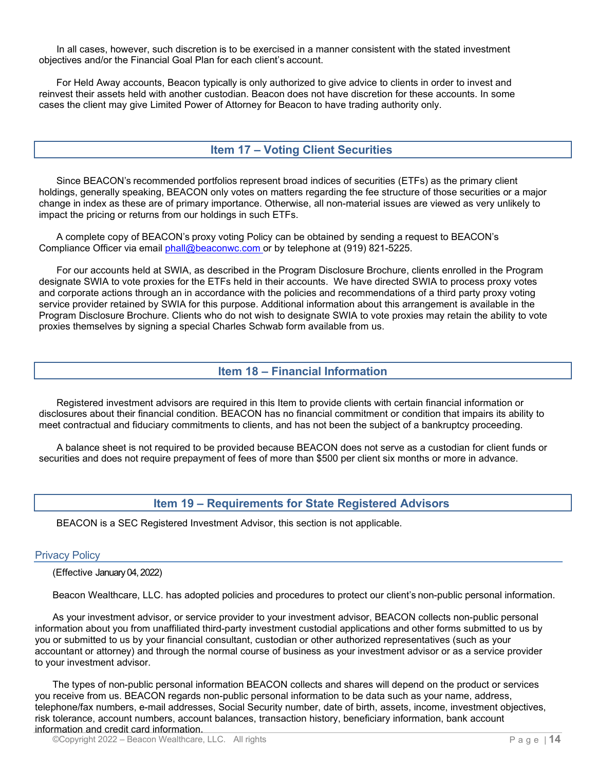In all cases, however, such discretion is to be exercised in a manner consistent with the stated investment objectives and/or the Financial Goal Plan for each client's account.

For Held Away accounts, Beacon typically is only authorized to give advice to clients in order to invest and reinvest their assets held with another custodian. Beacon does not have discretion for these accounts. In some cases the client may give Limited Power of Attorney for Beacon to have trading authority only.

## Item 17 – Voting Client Securities

Since BEACON's recommended portfolios represent broad indices of securities (ETFs) as the primary client holdings, generally speaking, BEACON only votes on matters regarding the fee structure of those securities or a major change in index as these are of primary importance. Otherwise, all non-material issues are viewed as very unlikely to impact the pricing or returns from our holdings in such ETFs.

A complete copy of BEACON's proxy voting Policy can be obtained by sending a request to BEACON's Compliance Officer via email phall@beaconwc.com or by telephone at (919) 821-5225.

For our accounts held at SWIA, as described in the Program Disclosure Brochure, clients enrolled in the Program designate SWIA to vote proxies for the ETFs held in their accounts. We have directed SWIA to process proxy votes and corporate actions through an in accordance with the policies and recommendations of a third party proxy voting service provider retained by SWIA for this purpose. Additional information about this arrangement is available in the Program Disclosure Brochure. Clients who do not wish to designate SWIA to vote proxies may retain the ability to vote proxies themselves by signing a special Charles Schwab form available from us.

## Item 18 – Financial Information

Registered investment advisors are required in this Item to provide clients with certain financial information or disclosures about their financial condition. BEACON has no financial commitment or condition that impairs its ability to meet contractual and fiduciary commitments to clients, and has not been the subject of a bankruptcy proceeding.

A balance sheet is not required to be provided because BEACON does not serve as a custodian for client funds or securities and does not require prepayment of fees of more than $500 per client six months or more in advance.

## Item 19 – Requirements for State Registered Advisors

BEACON is a SEC Registered Investment Advisor, this section is not applicable.

### Privacy Policy

(Effective January 04, 2022)

Beacon Wealthcare, LLC. has adopted policies and procedures to protect our client's non-public personal information.

As your investment advisor, or service provider to your investment advisor, BEACON collects non-public personal information about you from unaffiliated third-party investment custodial applications and other forms submitted to us by you or submitted to us by your financial consultant, custodian or other authorized representatives (such as your accountant or attorney) and through the normal course of business as your investment advisor or as a service provider to your investment advisor.

The types of non-public personal information BEACON collects and shares will depend on the product or services you receive from us. BEACON regards non-public personal information to be data such as your name, address, telephone/fax numbers, e-mail addresses, Social Security number, date of birth, assets, income, investment objectives, risk tolerance, account numbers, account balances, transaction history, beneficiary information, bank account information and credit card information.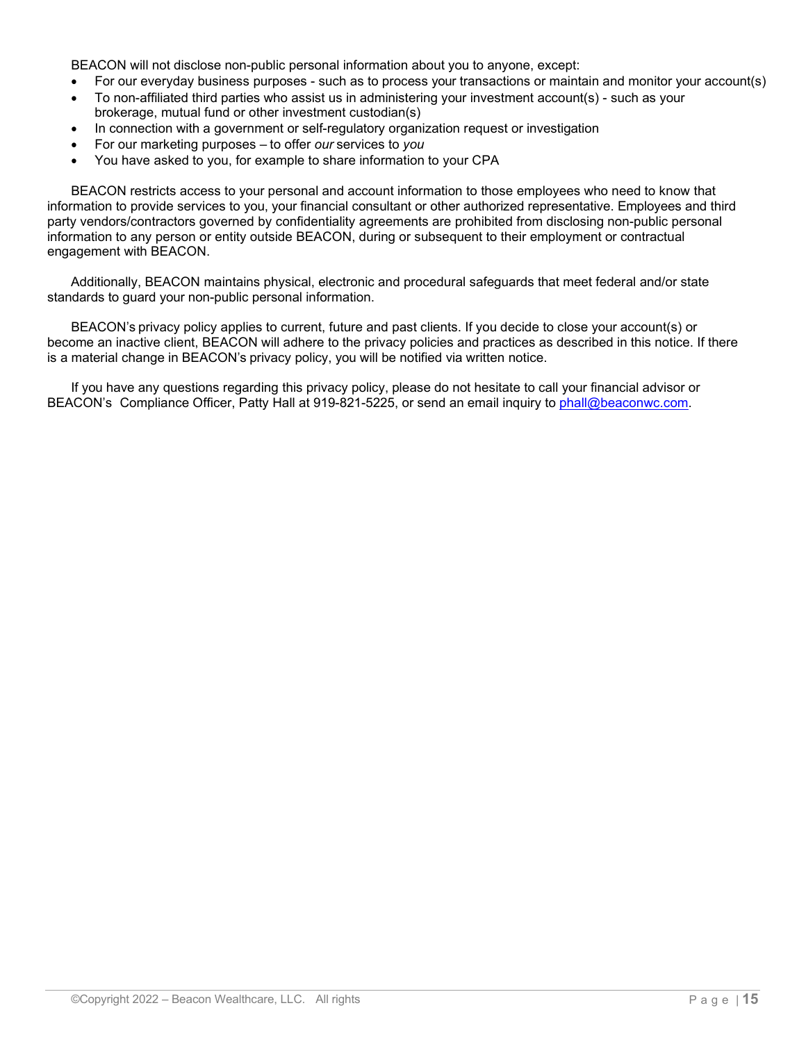BEACON will not disclose non-public personal information about you to anyone, except:

- For our everyday business purposes - such as to process your transactions or maintain and monitor your account(s)
- To non-affiliated third parties who assist us in administering your investment account(s) - such as your brokerage, mutual fund or other investment custodian(s)
- In connection with a government or self-regulatory organization request or investigation
- For our marketing purposes – to offer *our* services to *you*
- You have asked to you, for example to share information to your CPA

BEACON restricts access to your personal and account information to those employees who need to know that information to provide services to you, your financial consultant or other authorized representative. Employees and third party vendors/contractors governed by confidentiality agreements are prohibited from disclosing non-public personal information to any person or entity outside BEACON, during or subsequent to their employment or contractual engagement with BEACON.

Additionally, BEACON maintains physical, electronic and procedural safeguards that meet federal and/or state standards to guard your non-public personal information.

BEACON's privacy policy applies to current, future and past clients. If you decide to close your account(s) or become an inactive client, BEACON will adhere to the privacy policies and practices as described in this notice. If there is a material change in BEACON's privacy policy, you will be notified via written notice.

If you have any questions regarding this privacy policy, please do not hesitate to call your financial advisor or BEACON's Compliance Officer, Patty Hall at 919-821-5225, or send an email inquiry to phall@beaconwc.com.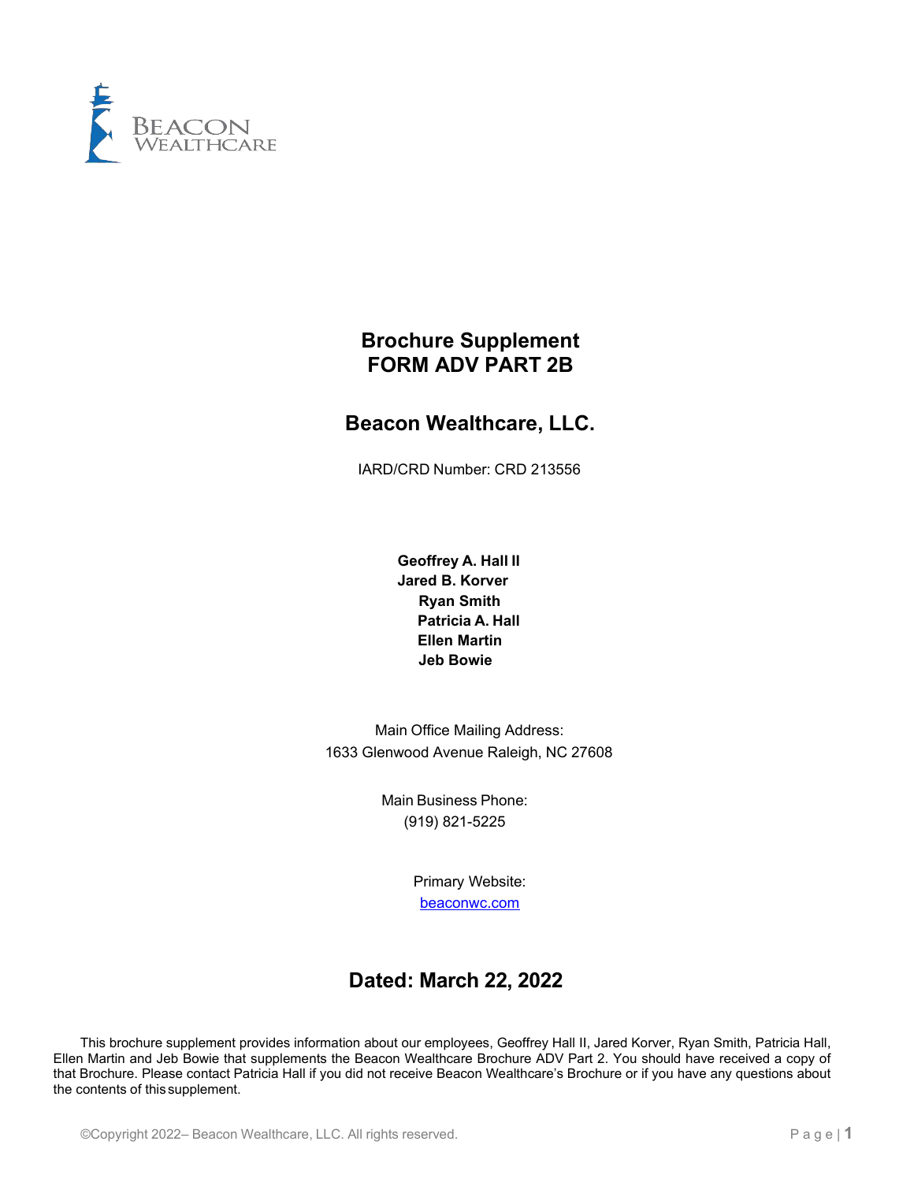# Brochure Supplement
# FORM ADV PART 2B

## Beacon Wealthcare, LLC.

IARD/CRD Number: CRD 213556

**Geoffrey A. Hall II**
**Jared B. Korver**
**Ryan Smith**
**Patricia A. Hall**
**Ellen Martin**
**Jeb Bowie**

Main Office Mailing Address:
1633 Glenwood Avenue Raleigh, NC 27608

Main Business Phone:
(919) 821-5225

Primary Website:
[beaconwc.com](beaconwc.com)

## Dated: March 22, 2022

This brochure supplement provides information about our employees, Geoffrey Hall II, Jared Korver, Ryan Smith, Patricia Hall, Ellen Martin and Jeb Bowie that supplements the Beacon Wealthcare Brochure ADV Part 2. You should have received a copy of that Brochure. Please contact Patricia Hall if you did not receive Beacon Wealthcare's Brochure or if you have any questions about the contents of this supplement.

©Copyright 2022– Beacon Wealthcare, LLC. All rights reserved.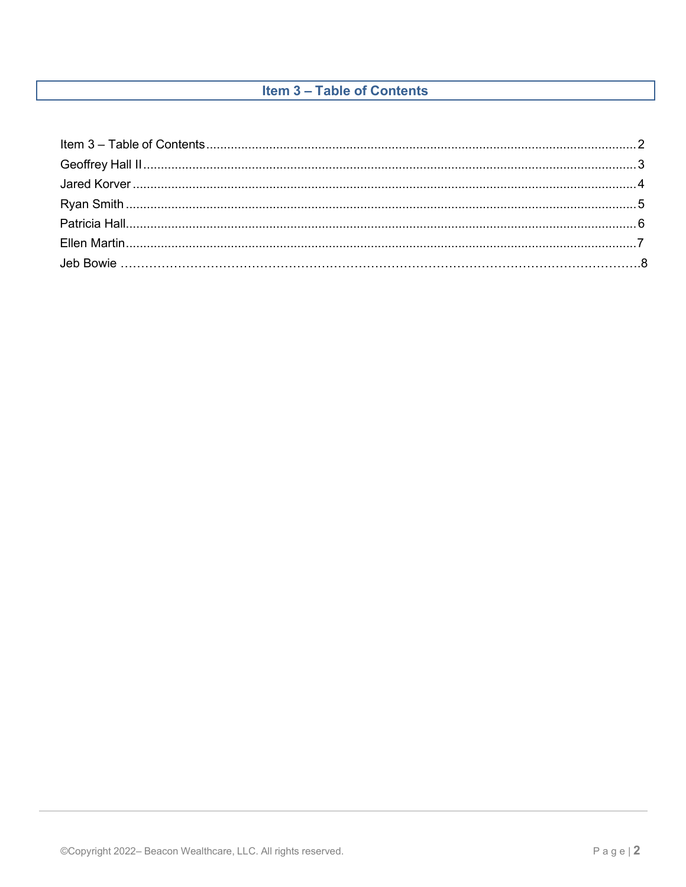## Item 3 – Table of Contents

Item 3 – Table of Contents .......... 2
Geoffrey Hall II .......... 3
Jared Korver .......... 4
Ryan Smith .......... 5
Patricia Hall .......... 6
Ellen Martin .......... 7
Jeb Bowie .......... 8

©Copyright 2022– Beacon Wealthcare, LLC. All rights reserved.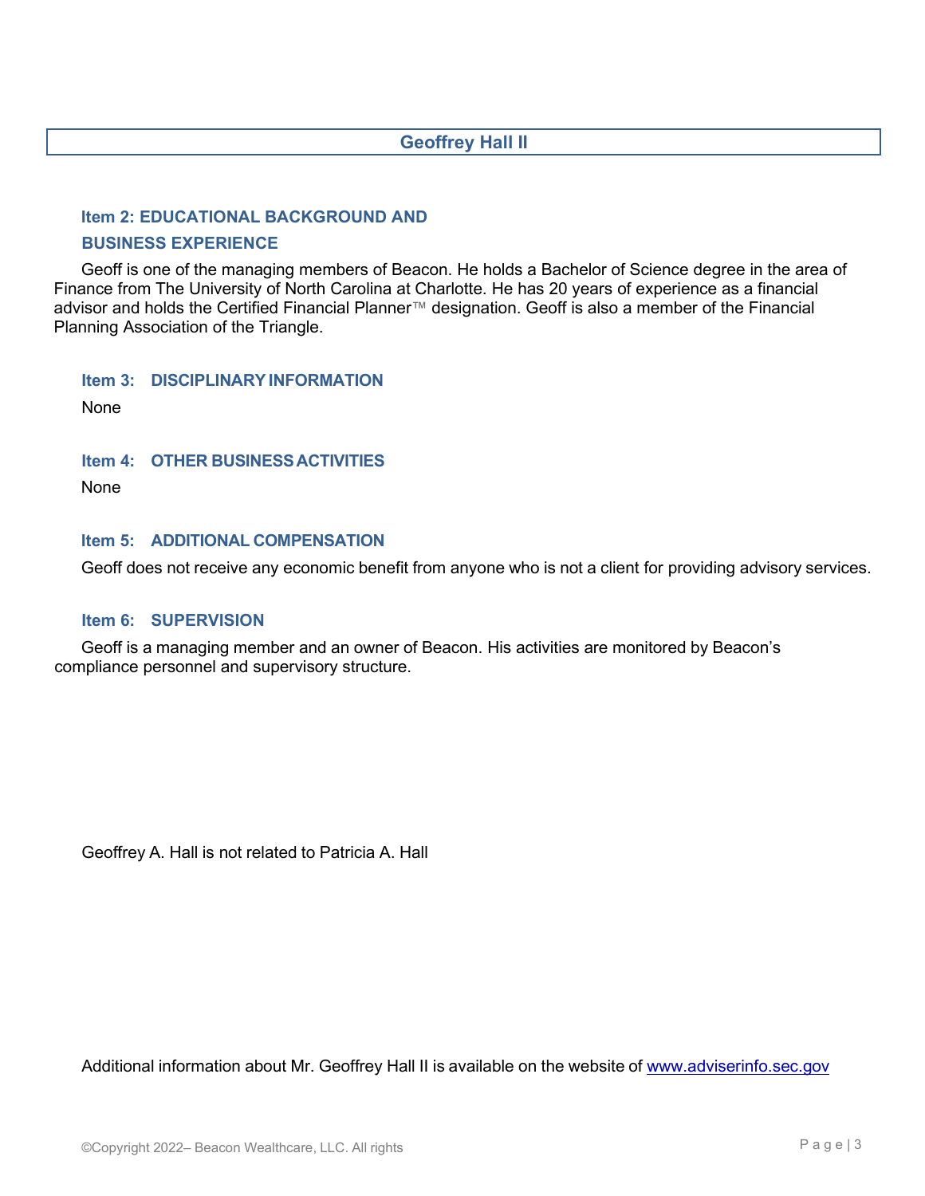## Geoffrey Hall II

### Item 2: EDUCATIONAL BACKGROUND AND BUSINESS EXPERIENCE

Geoff is one of the managing members of Beacon. He holds a Bachelor of Science degree in the area of Finance from The University of North Carolina at Charlotte. He has 20 years of experience as a financial advisor and holds the Certified Financial Planner™ designation. Geoff is also a member of the Financial Planning Association of the Triangle.

### Item 3: DISCIPLINARY INFORMATION

None

### Item 4: OTHER BUSINESS ACTIVITIES

None

### Item 5: ADDITIONAL COMPENSATION

Geoff does not receive any economic benefit from anyone who is not a client for providing advisory services.

### Item 6: SUPERVISION

Geoff is a managing member and an owner of Beacon. His activities are monitored by Beacon's compliance personnel and supervisory structure.

Geoffrey A. Hall is not related to Patricia A. Hall

Additional information about Mr. Geoffrey Hall II is available on the website of www.adviserinfo.sec.gov

©Copyright 2022– Beacon Wealthcare, LLC. All rights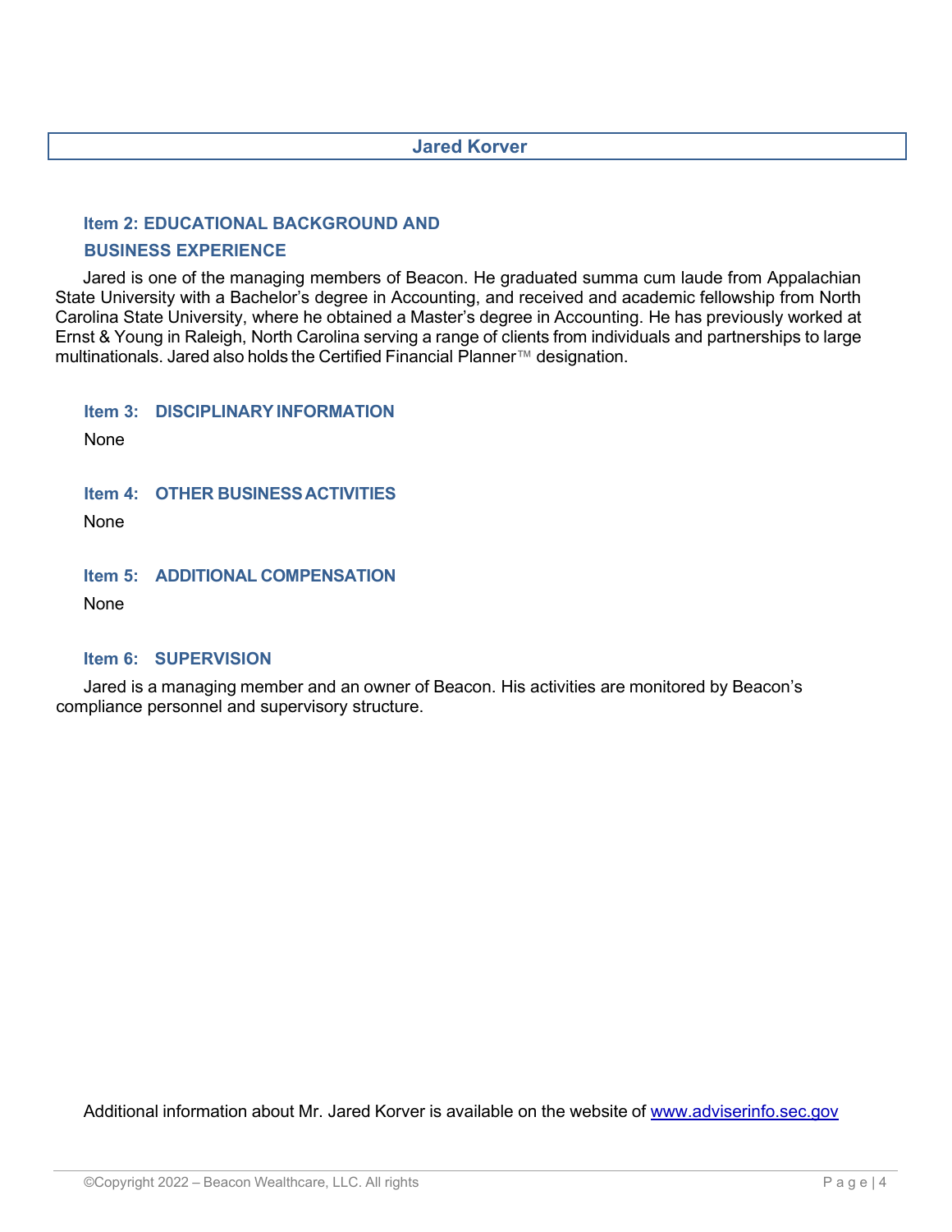## Jared Korver

### Item 2: EDUCATIONAL BACKGROUND AND BUSINESS EXPERIENCE

Jared is one of the managing members of Beacon. He graduated summa cum laude from Appalachian State University with a Bachelor's degree in Accounting, and received and academic fellowship from North Carolina State University, where he obtained a Master's degree in Accounting. He has previously worked at Ernst & Young in Raleigh, North Carolina serving a range of clients from individuals and partnerships to large multinationals. Jared also holds the Certified Financial Planner™ designation.

### Item 3: DISCIPLINARY INFORMATION

None

### Item 4: OTHER BUSINESS ACTIVITIES

None

### Item 5: ADDITIONAL COMPENSATION

None

### Item 6: SUPERVISION

Jared is a managing member and an owner of Beacon. His activities are monitored by Beacon's compliance personnel and supervisory structure.

Additional information about Mr. Jared Korver is available on the website of www.adviserinfo.sec.gov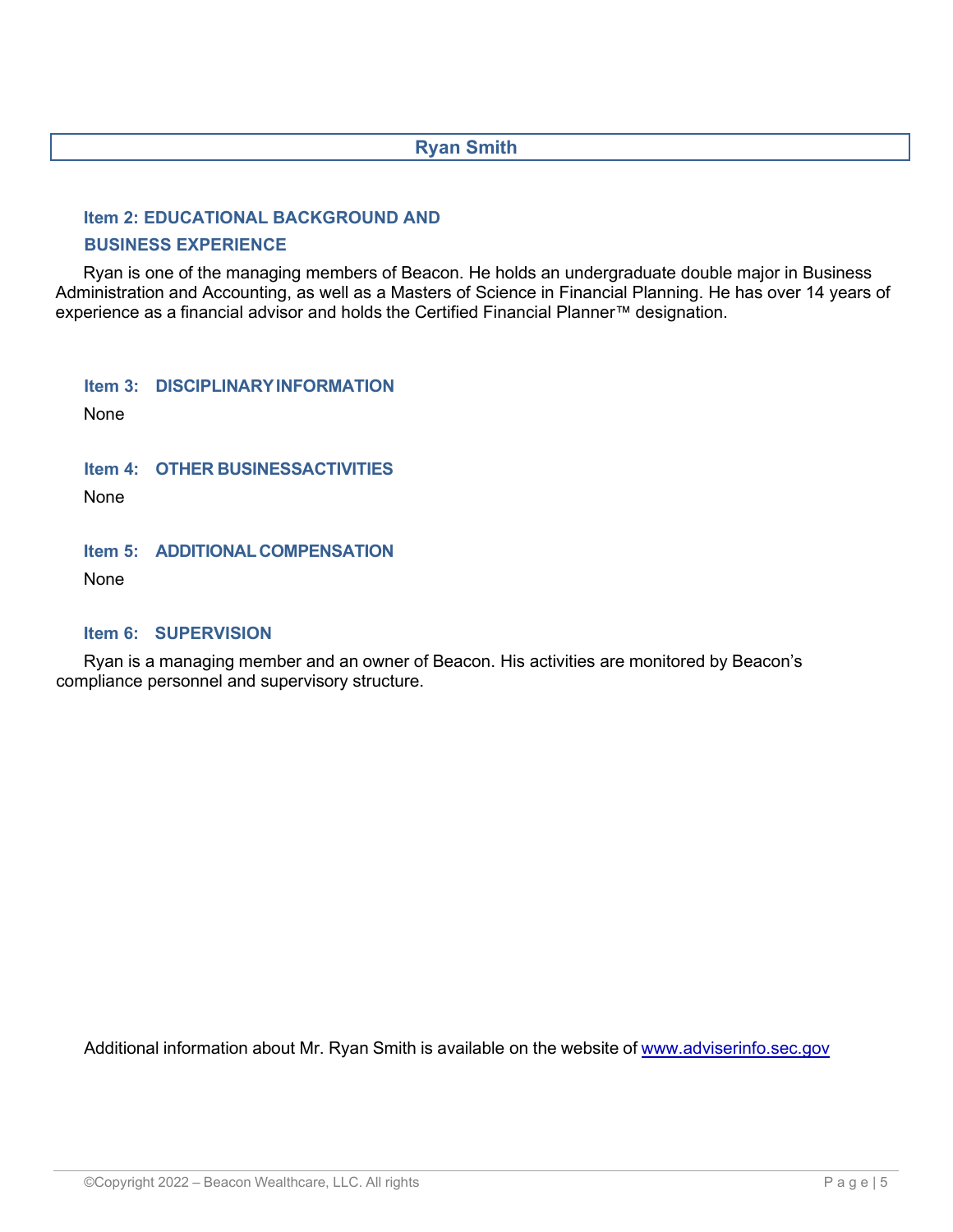## Ryan Smith

### Item 2: EDUCATIONAL BACKGROUND AND BUSINESS EXPERIENCE

Ryan is one of the managing members of Beacon. He holds an undergraduate double major in Business Administration and Accounting, as well as a Masters of Science in Financial Planning. He has over 14 years of experience as a financial advisor and holds the Certified Financial Planner™ designation.

### Item 3: DISCIPLINARY INFORMATION

None

### Item 4: OTHER BUSINESSACTIVITIES

None

### Item 5: ADDITIONAL COMPENSATION

None

### Item 6: SUPERVISION

Ryan is a managing member and an owner of Beacon. His activities are monitored by Beacon's compliance personnel and supervisory structure.

Additional information about Mr. Ryan Smith is available on the website of www.adviserinfo.sec.gov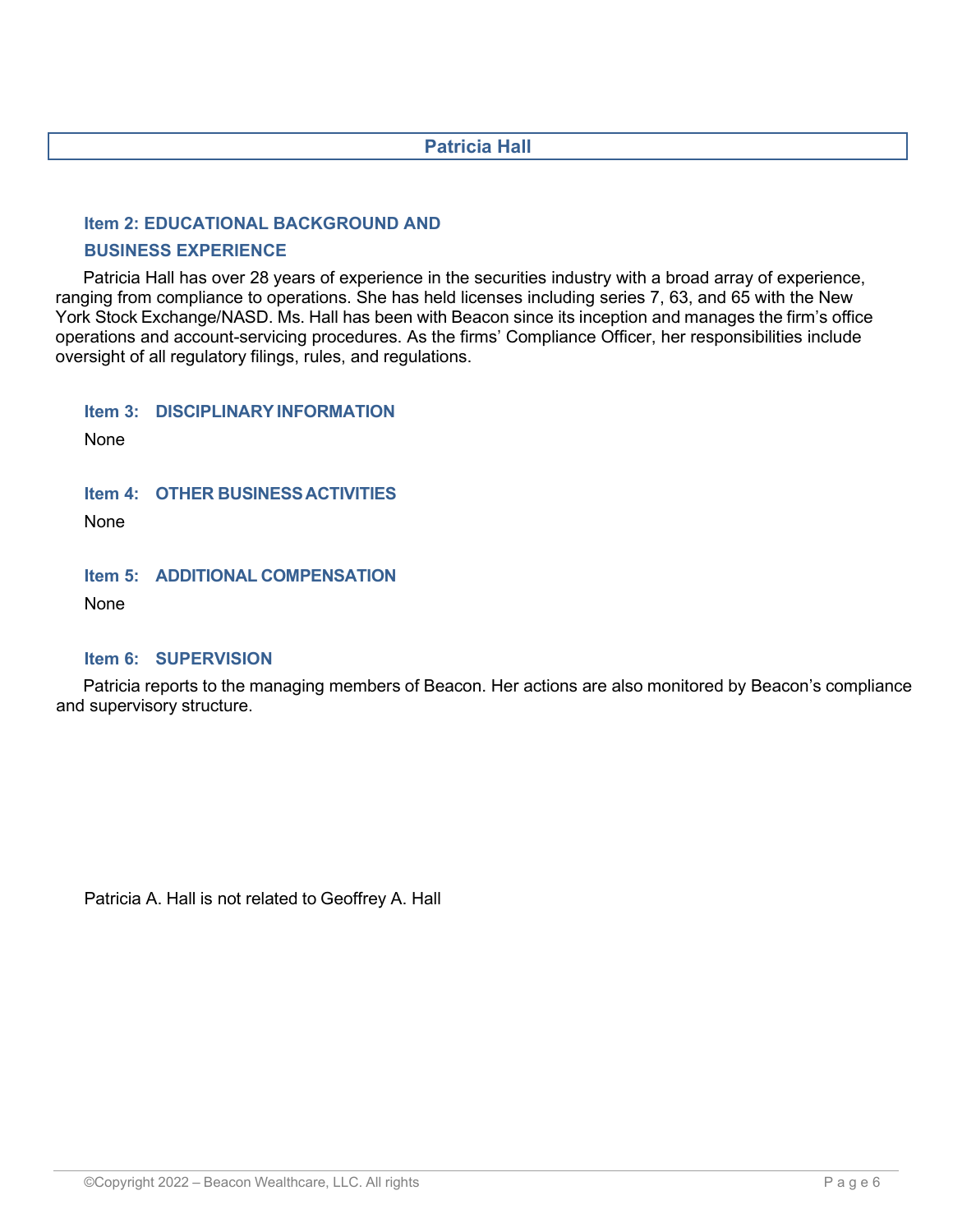## Patricia Hall

### Item 2: EDUCATIONAL BACKGROUND AND BUSINESS EXPERIENCE

Patricia Hall has over 28 years of experience in the securities industry with a broad array of experience, ranging from compliance to operations. She has held licenses including series 7, 63, and 65 with the New York Stock Exchange/NASD. Ms. Hall has been with Beacon since its inception and manages the firm's office operations and account-servicing procedures. As the firms' Compliance Officer, her responsibilities include oversight of all regulatory filings, rules, and regulations.

### Item 3: DISCIPLINARY INFORMATION

None

### Item 4: OTHER BUSINESS ACTIVITIES

None

### Item 5: ADDITIONAL COMPENSATION

None

### Item 6: SUPERVISION

Patricia reports to the managing members of Beacon. Her actions are also monitored by Beacon's compliance and supervisory structure.

Patricia A. Hall is not related to Geoffrey A. Hall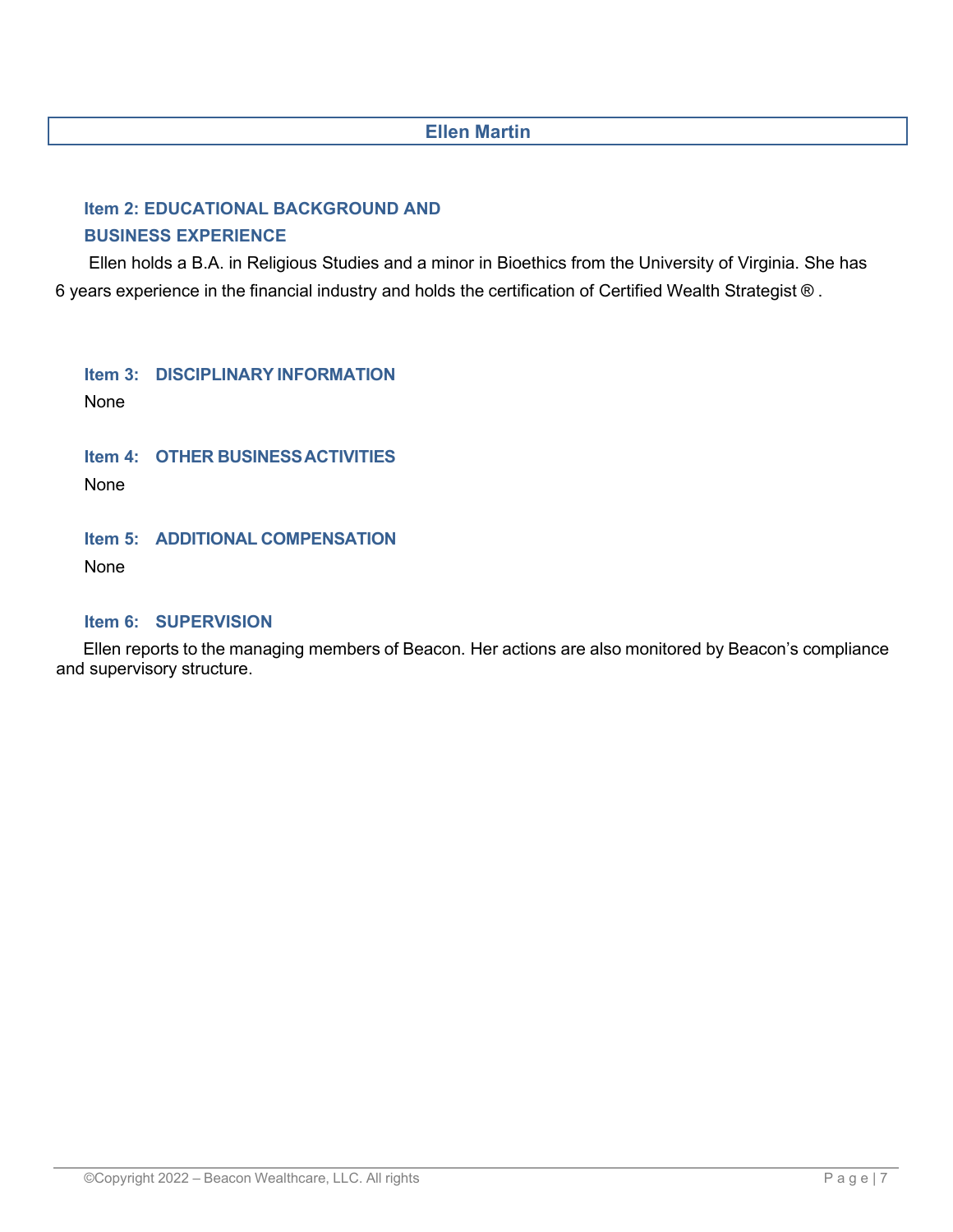## Ellen Martin

### Item 2: EDUCATIONAL BACKGROUND AND BUSINESS EXPERIENCE

Ellen holds a B.A. in Religious Studies and a minor in Bioethics from the University of Virginia. She has 6 years experience in the financial industry and holds the certification of Certified Wealth Strategist ® .

### Item 3: DISCIPLINARY INFORMATION

None

### Item 4: OTHER BUSINESS ACTIVITIES

None

### Item 5: ADDITIONAL COMPENSATION

None

### Item 6: SUPERVISION

Ellen reports to the managing members of Beacon. Her actions are also monitored by Beacon's compliance and supervisory structure.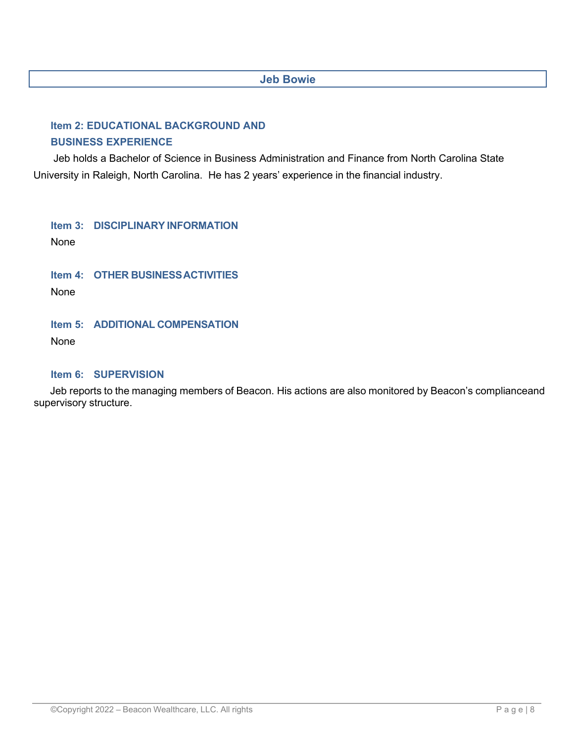## Jeb Bowie

### Item 2: EDUCATIONAL BACKGROUND AND BUSINESS EXPERIENCE

Jeb holds a Bachelor of Science in Business Administration and Finance from North Carolina State University in Raleigh, North Carolina. He has 2 years' experience in the financial industry.

### Item 3: DISCIPLINARY INFORMATION

None

### Item 4: OTHER BUSINESS ACTIVITIES

None

### Item 5: ADDITIONAL COMPENSATION

None

### Item 6: SUPERVISION

Jeb reports to the managing members of Beacon. His actions are also monitored by Beacon's complianceand supervisory structure.